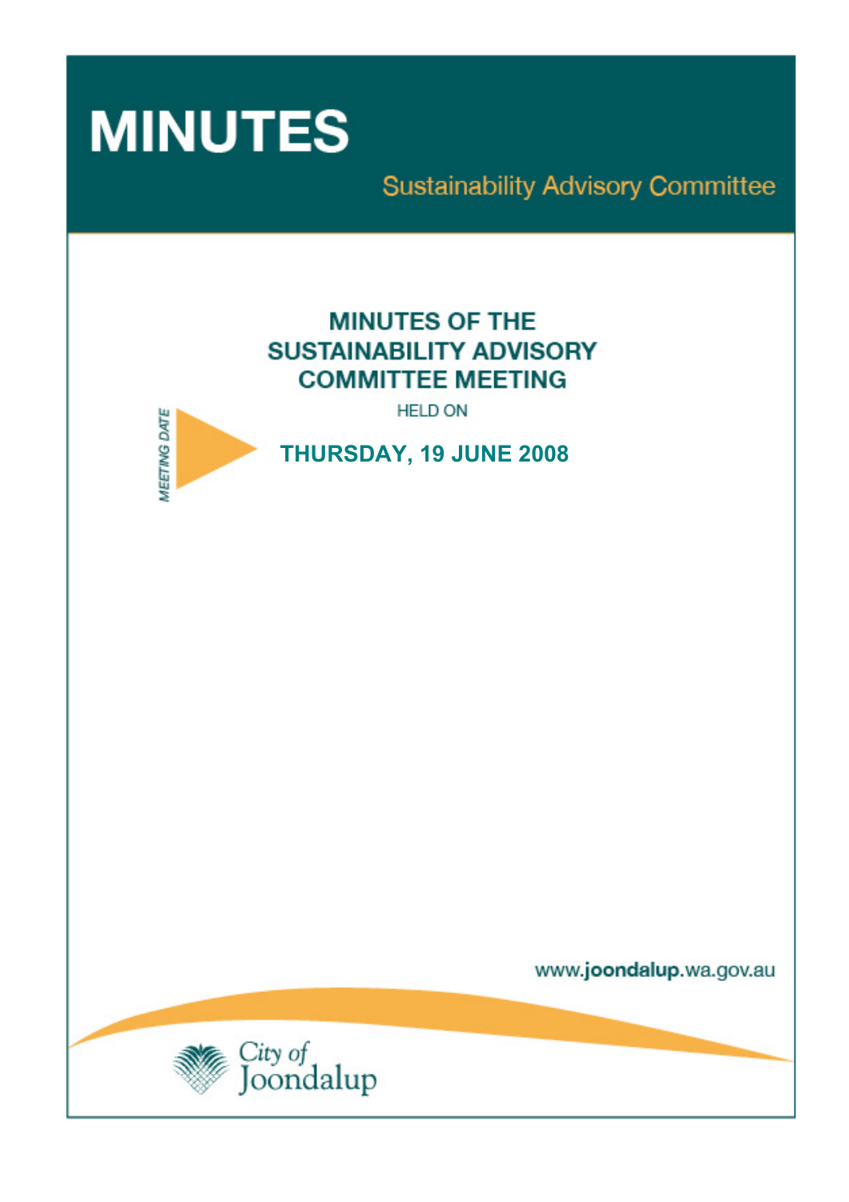# MINUTES

Sustainability Advisory Committee

## MINUTES OF THE SUSTAINABILITY ADVISORY COMMITTEE MEETING

HELD ON

MEETING DATE

**THURSDAY, 19 JUNE 2008**

www.joondalup.wa.gov.au

City of Joondalup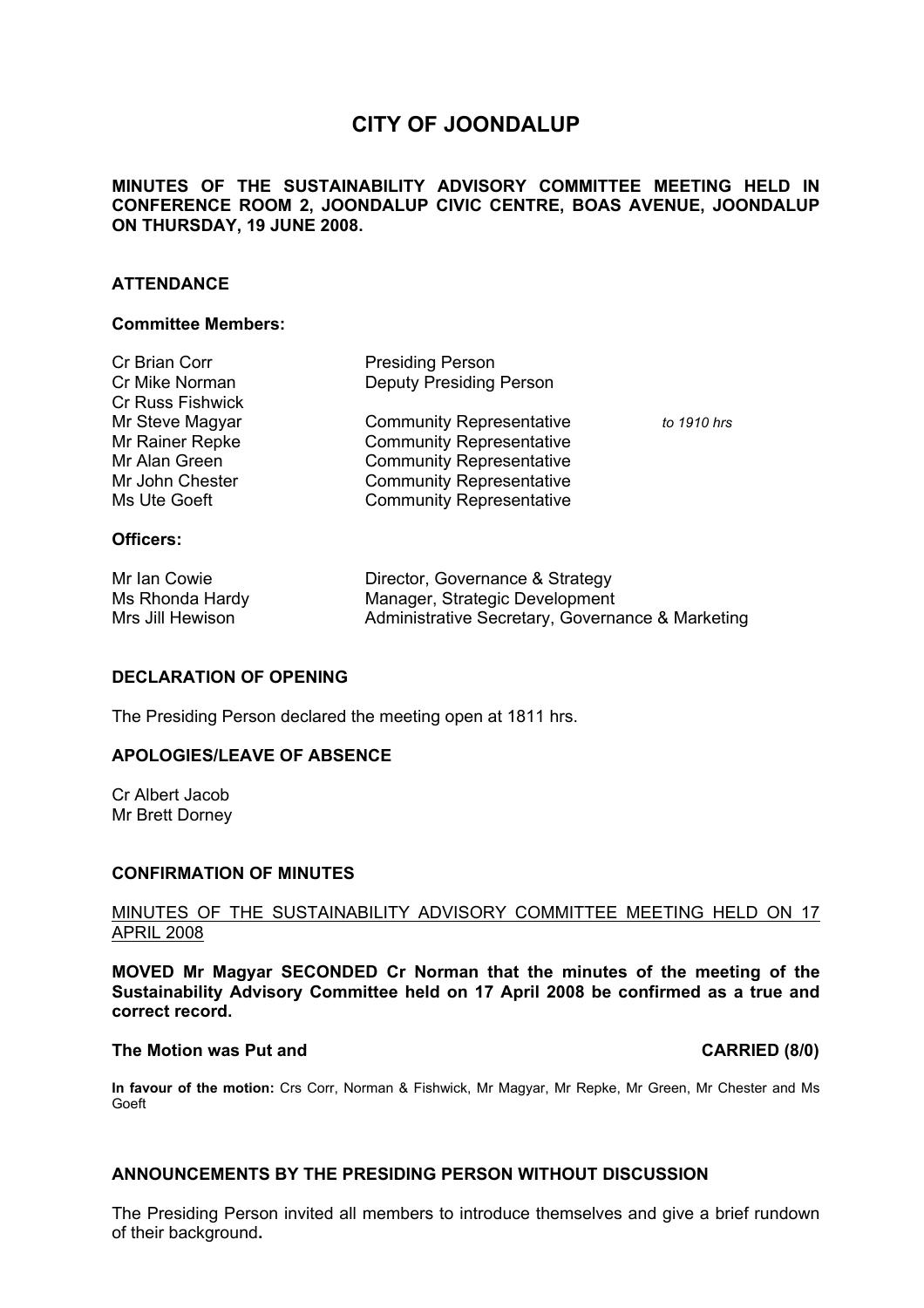# CITY OF JOONDALUP

**MINUTES OF THE SUSTAINABILITY ADVISORY COMMITTEE MEETING HELD IN CONFERENCE ROOM 2, JOONDALUP CIVIC CENTRE, BOAS AVENUE, JOONDALUP ON THURSDAY, 19 JUNE 2008.**

## ATTENDANCE

### Committee Members:

| | | |
|---|---|---|
| Cr Brian Corr | Presiding Person | |
| Cr Mike Norman | Deputy Presiding Person | |
| Cr Russ Fishwick | | |
| Mr Steve Magyar | Community Representative | *to 1910 hrs* |
| Mr Rainer Repke | Community Representative | |
| Mr Alan Green | Community Representative | |
| Mr John Chester | Community Representative | |
| Ms Ute Goeft | Community Representative | |

### Officers:

| | |
|---|---|
| Mr Ian Cowie | Director, Governance & Strategy |
| Ms Rhonda Hardy | Manager, Strategic Development |
| Mrs Jill Hewison | Administrative Secretary, Governance & Marketing |

## DECLARATION OF OPENING

The Presiding Person declared the meeting open at 1811 hrs.

## APOLOGIES/LEAVE OF ABSENCE

Cr Albert Jacob
Mr Brett Dorney

## CONFIRMATION OF MINUTES

MINUTES OF THE SUSTAINABILITY ADVISORY COMMITTEE MEETING HELD ON 17 APRIL 2008

**MOVED Mr Magyar SECONDED Cr Norman that the minutes of the meeting of the Sustainability Advisory Committee held on 17 April 2008 be confirmed as a true and correct record.**

**The Motion was Put and CARRIED (8/0)**

**In favour of the motion:** Crs Corr, Norman & Fishwick, Mr Magyar, Mr Repke, Mr Green, Mr Chester and Ms Goeft

## ANNOUNCEMENTS BY THE PRESIDING PERSON WITHOUT DISCUSSION

The Presiding Person invited all members to introduce themselves and give a brief rundown of their background**.**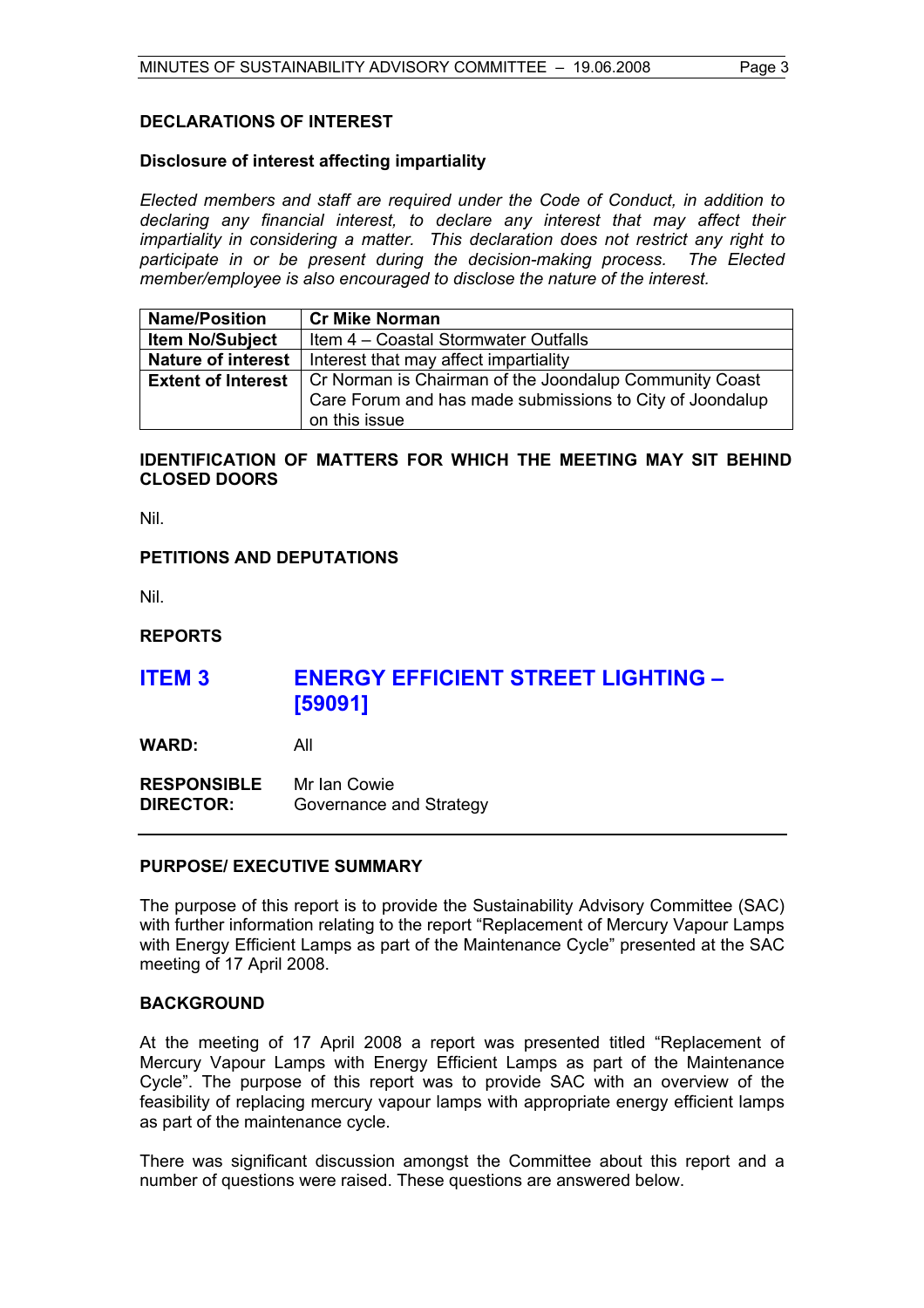## DECLARATIONS OF INTEREST

### Disclosure of interest affecting impartiality

*Elected members and staff are required under the Code of Conduct, in addition to declaring any financial interest, to declare any interest that may affect their impartiality in considering a matter. This declaration does not restrict any right to participate in or be present during the decision-making process. The Elected member/employee is also encouraged to disclose the nature of the interest.*

| **Name/Position** | **Cr Mike Norman** |
|---|---|
| **Item No/Subject** | Item 4 – Coastal Stormwater Outfalls |
| **Nature of interest** | Interest that may affect impartiality |
| **Extent of Interest** | Cr Norman is Chairman of the Joondalup Community Coast Care Forum and has made submissions to City of Joondalup on this issue |

## IDENTIFICATION OF MATTERS FOR WHICH THE MEETING MAY SIT BEHIND CLOSED DOORS

Nil.

## PETITIONS AND DEPUTATIONS

Nil.

## REPORTS

# ITEM 3 ENERGY EFFICIENT STREET LIGHTING – [59091]

**WARD:** All

**RESPONSIBLE DIRECTOR:** Mr Ian Cowie
Governance and Strategy

---

### PURPOSE/ EXECUTIVE SUMMARY

The purpose of this report is to provide the Sustainability Advisory Committee (SAC) with further information relating to the report "Replacement of Mercury Vapour Lamps with Energy Efficient Lamps as part of the Maintenance Cycle" presented at the SAC meeting of 17 April 2008.

### BACKGROUND

At the meeting of 17 April 2008 a report was presented titled "Replacement of Mercury Vapour Lamps with Energy Efficient Lamps as part of the Maintenance Cycle". The purpose of this report was to provide SAC with an overview of the feasibility of replacing mercury vapour lamps with appropriate energy efficient lamps as part of the maintenance cycle.

There was significant discussion amongst the Committee about this report and a number of questions were raised. These questions are answered below.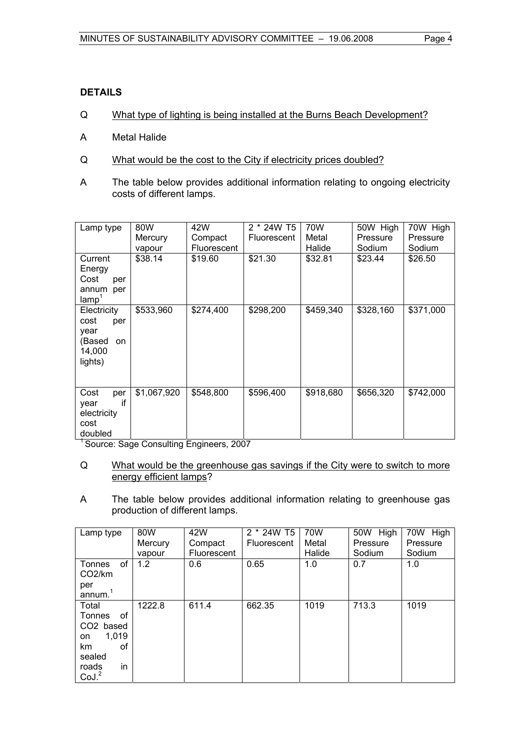## DETAILS

Q <u>What type of lighting is being installed at the Burns Beach Development?</u>

A Metal Halide

Q <u>What would be the cost to the City if electricity prices doubled?</u>

A The table below provides additional information relating to ongoing electricity costs of different lamps.

| Lamp type | 80W Mercury vapour | 42W Compact Fluorescent | 2 * 24W T5 Fluorescent | 70W Metal Halide | 50W High Pressure Sodium | 70W High Pressure Sodium |
|---|---|---|---|---|---|---|
| Current Energy Cost per annum per lamp[1] | $38.14 | $19.60 | $21.30 | $32.81 | $23.44 | $26.50 |
| Electricity cost per year (Based on 14,000 lights) | $533,960 | $274,400 | $298,200 | $459,340 | $328,160 | $371,000 |
| Cost per year if electricity cost doubled | $1,067,920 | $548,800 | $596,400 | $918,680 | $656,320 | $742,000 |

[1] Source: Sage Consulting Engineers, 2007

Q <u>What would be the greenhouse gas savings if the City were to switch to more energy efficient lamps</u>?

A The table below provides additional information relating to greenhouse gas production of different lamps.

| Lamp type | 80W Mercury vapour | 42W Compact Fluorescent | 2 * 24W T5 Fluorescent | 70W Metal Halide | 50W High Pressure Sodium | 70W High Pressure Sodium |
|---|---|---|---|---|---|---|
| Tonnes of $CO_2$/km per annum.[1] | 1.2 | 0.6 | 0.65 | 1.0 | 0.7 | 1.0 |
| Total Tonnes of $CO_2$ based on 1,019 km of sealed roads in CoJ.[2] | 1222.8 | 611.4 | 662.35 | 1019 | 713.3 | 1019 |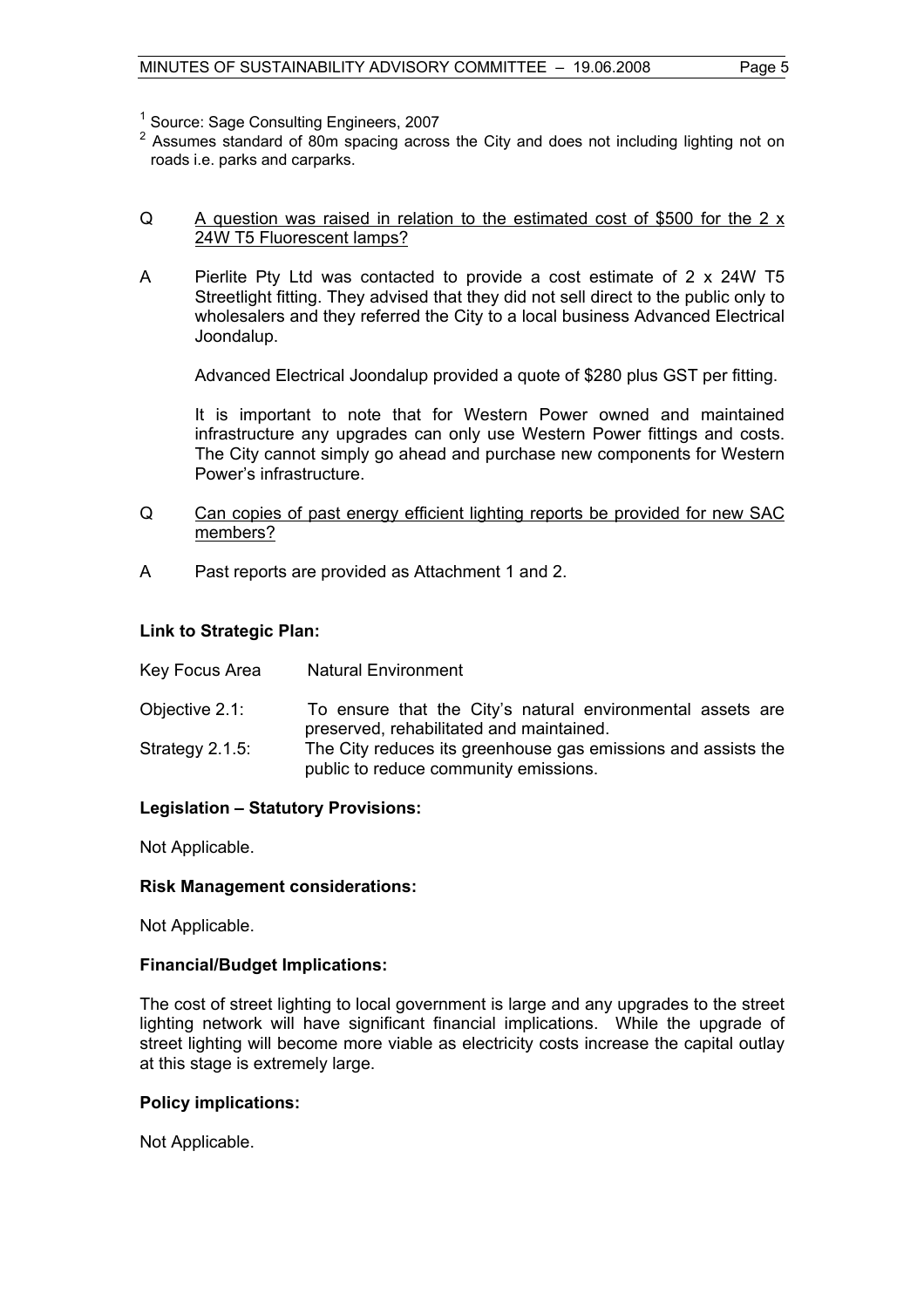[1] Source: Sage Consulting Engineers, 2007

[2] Assumes standard of 80m spacing across the City and does not including lighting not on roads i.e. parks and carparks.

Q A question was raised in relation to the estimated cost of $500 for the 2 x 24W T5 Fluorescent lamps?

A Pierlite Pty Ltd was contacted to provide a cost estimate of 2 x 24W T5 Streetlight fitting. They advised that they did not sell direct to the public only to wholesalers and they referred the City to a local business Advanced Electrical Joondalup.

Advanced Electrical Joondalup provided a quote of $280 plus GST per fitting.

It is important to note that for Western Power owned and maintained infrastructure any upgrades can only use Western Power fittings and costs. The City cannot simply go ahead and purchase new components for Western Power's infrastructure.

Q Can copies of past energy efficient lighting reports be provided for new SAC members?

A Past reports are provided as Attachment 1 and 2.

**Link to Strategic Plan:**

Key Focus Area Natural Environment

Objective 2.1: To ensure that the City's natural environmental assets are preserved, rehabilitated and maintained.

Strategy 2.1.5: The City reduces its greenhouse gas emissions and assists the public to reduce community emissions.

**Legislation – Statutory Provisions:**

Not Applicable.

**Risk Management considerations:**

Not Applicable.

**Financial/Budget Implications:**

The cost of street lighting to local government is large and any upgrades to the street lighting network will have significant financial implications. While the upgrade of street lighting will become more viable as electricity costs increase the capital outlay at this stage is extremely large.

**Policy implications:**

Not Applicable.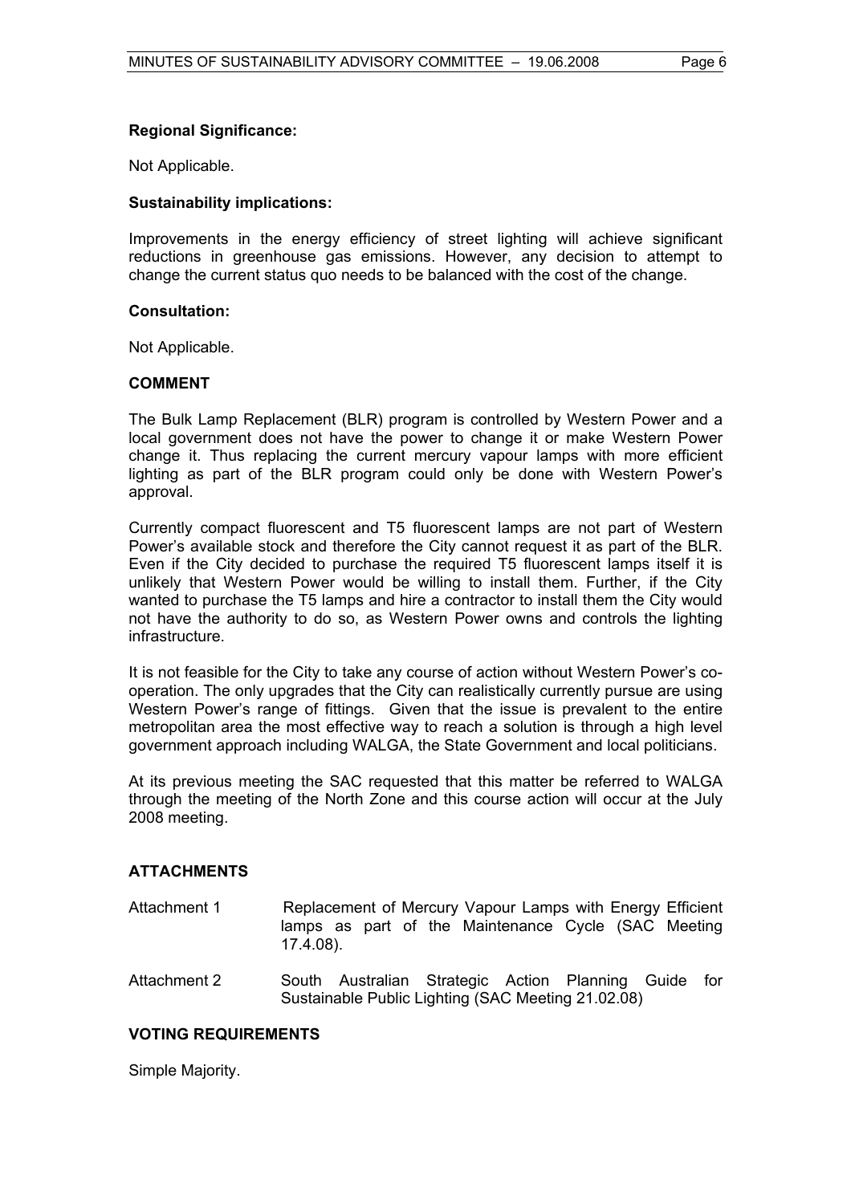**Regional Significance:**

Not Applicable.

**Sustainability implications:**

Improvements in the energy efficiency of street lighting will achieve significant reductions in greenhouse gas emissions. However, any decision to attempt to change the current status quo needs to be balanced with the cost of the change.

**Consultation:**

Not Applicable.

**COMMENT**

The Bulk Lamp Replacement (BLR) program is controlled by Western Power and a local government does not have the power to change it or make Western Power change it. Thus replacing the current mercury vapour lamps with more efficient lighting as part of the BLR program could only be done with Western Power's approval.

Currently compact fluorescent and T5 fluorescent lamps are not part of Western Power's available stock and therefore the City cannot request it as part of the BLR. Even if the City decided to purchase the required T5 fluorescent lamps itself it is unlikely that Western Power would be willing to install them. Further, if the City wanted to purchase the T5 lamps and hire a contractor to install them the City would not have the authority to do so, as Western Power owns and controls the lighting infrastructure.

It is not feasible for the City to take any course of action without Western Power's co-operation. The only upgrades that the City can realistically currently pursue are using Western Power's range of fittings. Given that the issue is prevalent to the entire metropolitan area the most effective way to reach a solution is through a high level government approach including WALGA, the State Government and local politicians.

At its previous meeting the SAC requested that this matter be referred to WALGA through the meeting of the North Zone and this course action will occur at the July 2008 meeting.

**ATTACHMENTS**

Attachment 1 Replacement of Mercury Vapour Lamps with Energy Efficient lamps as part of the Maintenance Cycle (SAC Meeting 17.4.08).

Attachment 2 South Australian Strategic Action Planning Guide for Sustainable Public Lighting (SAC Meeting 21.02.08)

**VOTING REQUIREMENTS**

Simple Majority.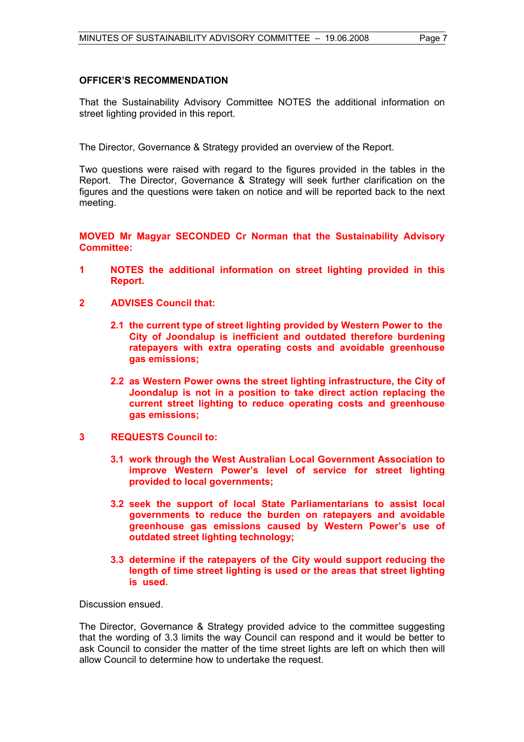**OFFICER'S RECOMMENDATION**

That the Sustainability Advisory Committee NOTES the additional information on street lighting provided in this report.

The Director, Governance & Strategy provided an overview of the Report.

Two questions were raised with regard to the figures provided in the tables in the Report. The Director, Governance & Strategy will seek further clarification on the figures and the questions were taken on notice and will be reported back to the next meeting.

**MOVED Mr Magyar SECONDED Cr Norman that the Sustainability Advisory Committee:**

**1 NOTES the additional information on street lighting provided in this Report.**

**2 ADVISES Council that:**

**2.1 the current type of street lighting provided by Western Power to the City of Joondalup is inefficient and outdated therefore burdening ratepayers with extra operating costs and avoidable greenhouse gas emissions;**

**2.2 as Western Power owns the street lighting infrastructure, the City of Joondalup is not in a position to take direct action replacing the current street lighting to reduce operating costs and greenhouse gas emissions;**

**3 REQUESTS Council to:**

**3.1 work through the West Australian Local Government Association to improve Western Power's level of service for street lighting provided to local governments;**

**3.2 seek the support of local State Parliamentarians to assist local governments to reduce the burden on ratepayers and avoidable greenhouse gas emissions caused by Western Power's use of outdated street lighting technology;**

**3.3 determine if the ratepayers of the City would support reducing the length of time street lighting is used or the areas that street lighting is used.**

Discussion ensued.

The Director, Governance & Strategy provided advice to the committee suggesting that the wording of 3.3 limits the way Council can respond and it would be better to ask Council to consider the matter of the time street lights are left on which then will allow Council to determine how to undertake the request.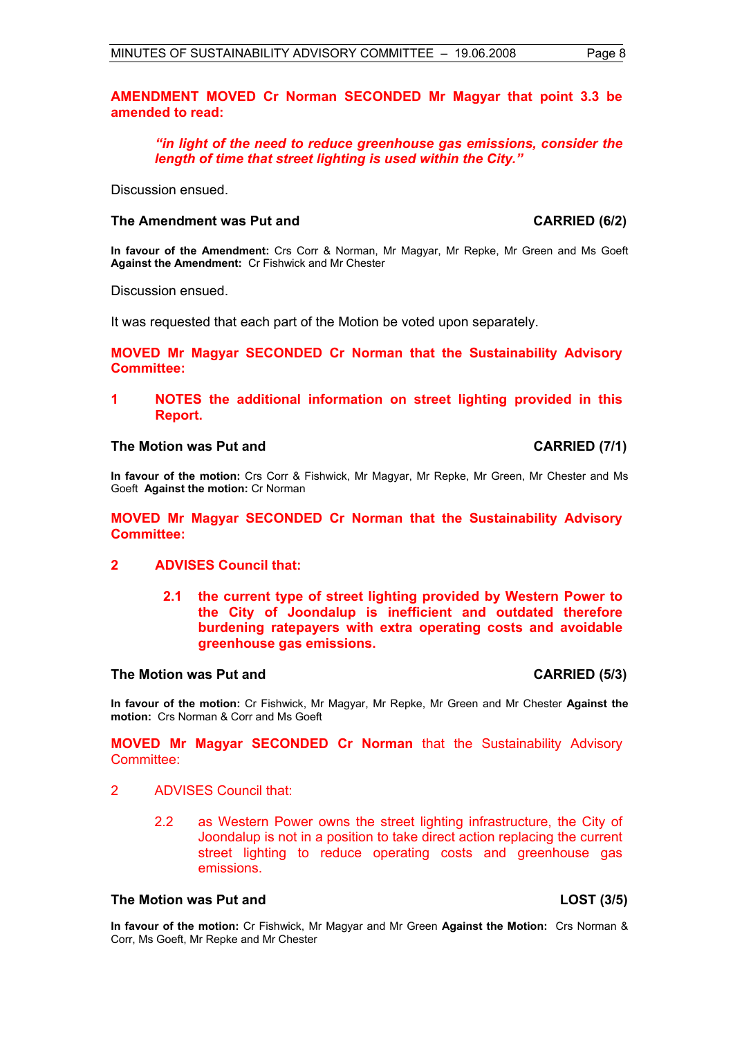**AMENDMENT MOVED Cr Norman SECONDED Mr Magyar that point 3.3 be amended to read:**

> ***"in light of the need to reduce greenhouse gas emissions, consider the length of time that street lighting is used within the City."***

Discussion ensued.

**The Amendment was Put and CARRIED (6/2)**

**In favour of the Amendment:** Crs Corr & Norman, Mr Magyar, Mr Repke, Mr Green and Ms Goeft
**Against the Amendment:** Cr Fishwick and Mr Chester

Discussion ensued.

It was requested that each part of the Motion be voted upon separately.

**MOVED Mr Magyar SECONDED Cr Norman that the Sustainability Advisory Committee:**

**1 NOTES the additional information on street lighting provided in this Report.**

**The Motion was Put and CARRIED (7/1)**

**In favour of the motion:** Crs Corr & Fishwick, Mr Magyar, Mr Repke, Mr Green, Mr Chester and Ms Goeft **Against the motion:** Cr Norman

**MOVED Mr Magyar SECONDED Cr Norman that the Sustainability Advisory Committee:**

**2 ADVISES Council that:**

**2.1 the current type of street lighting provided by Western Power to the City of Joondalup is inefficient and outdated therefore burdening ratepayers with extra operating costs and avoidable greenhouse gas emissions.**

**The Motion was Put and CARRIED (5/3)**

**In favour of the motion:** Cr Fishwick, Mr Magyar, Mr Repke, Mr Green and Mr Chester **Against the motion:** Crs Norman & Corr and Ms Goeft

**MOVED Mr Magyar SECONDED Cr Norman** that the Sustainability Advisory Committee:

2 ADVISES Council that:

2.2 as Western Power owns the street lighting infrastructure, the City of Joondalup is not in a position to take direct action replacing the current street lighting to reduce operating costs and greenhouse gas emissions.

**The Motion was Put and LOST (3/5)**

**In favour of the motion:** Cr Fishwick, Mr Magyar and Mr Green **Against the Motion:** Crs Norman & Corr, Ms Goeft, Mr Repke and Mr Chester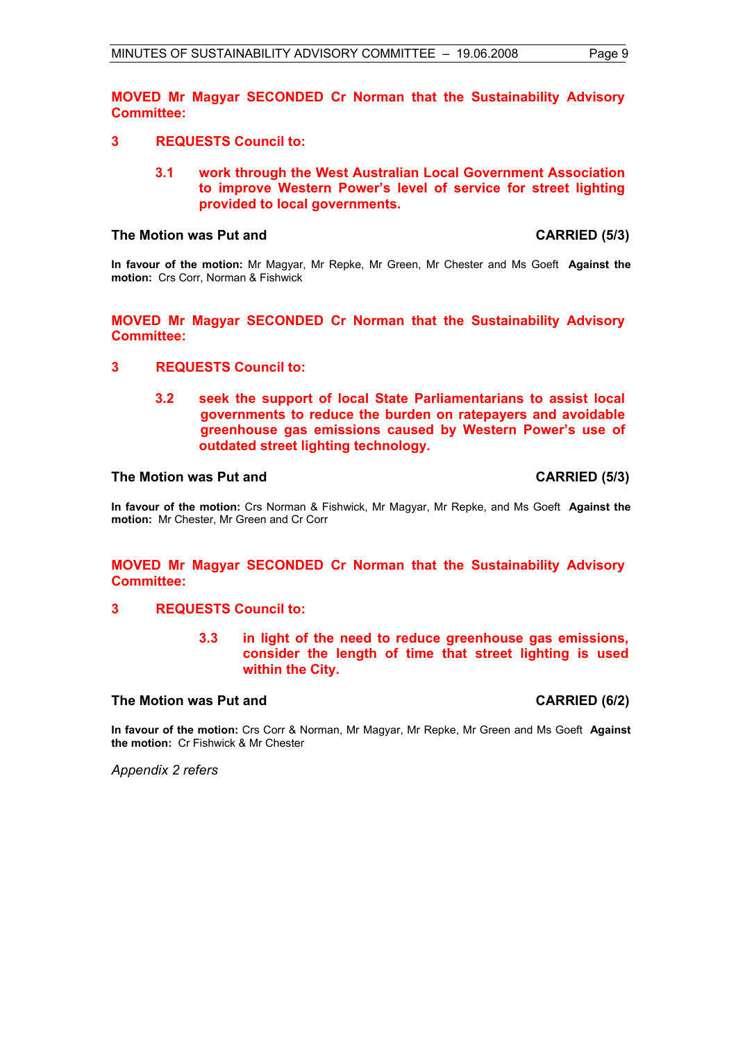**MOVED Mr Magyar SECONDED Cr Norman that the Sustainability Advisory Committee:**

**3 REQUESTS Council to:**

**3.1 work through the West Australian Local Government Association to improve Western Power's level of service for street lighting provided to local governments.**

**The Motion was Put and CARRIED (5/3)**

**In favour of the motion:** Mr Magyar, Mr Repke, Mr Green, Mr Chester and Ms Goeft **Against the motion:** Crs Corr, Norman & Fishwick

**MOVED Mr Magyar SECONDED Cr Norman that the Sustainability Advisory Committee:**

**3 REQUESTS Council to:**

**3.2 seek the support of local State Parliamentarians to assist local governments to reduce the burden on ratepayers and avoidable greenhouse gas emissions caused by Western Power's use of outdated street lighting technology.**

**The Motion was Put and CARRIED (5/3)**

**In favour of the motion:** Crs Norman & Fishwick, Mr Magyar, Mr Repke, and Ms Goeft **Against the motion:** Mr Chester, Mr Green and Cr Corr

**MOVED Mr Magyar SECONDED Cr Norman that the Sustainability Advisory Committee:**

**3 REQUESTS Council to:**

**3.3 in light of the need to reduce greenhouse gas emissions, consider the length of time that street lighting is used within the City.**

**The Motion was Put and CARRIED (6/2)**

**In favour of the motion:** Crs Corr & Norman, Mr Magyar, Mr Repke, Mr Green and Ms Goeft **Against the motion:** Cr Fishwick & Mr Chester

*Appendix 2 refers*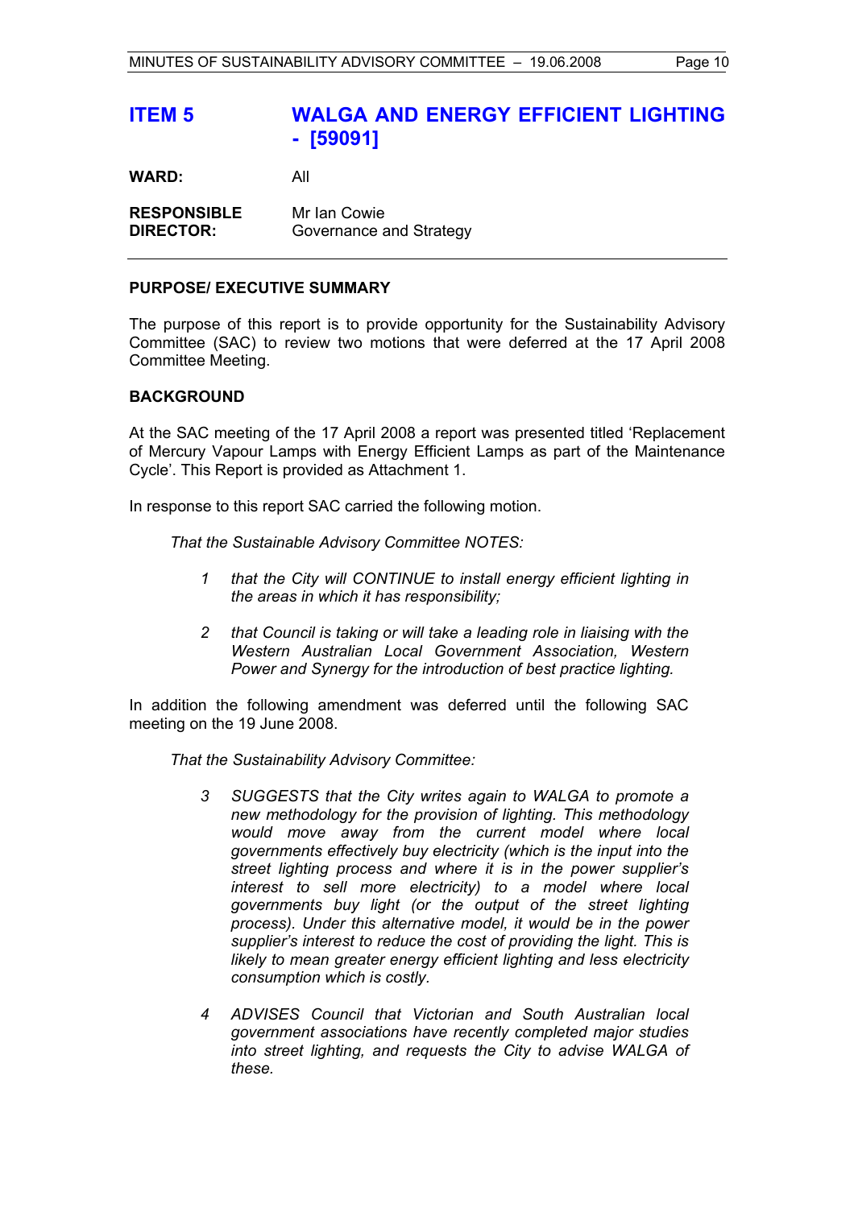## ITEM 5 WALGA AND ENERGY EFFICIENT LIGHTING - [59091]

**WARD:** All

**RESPONSIBLE DIRECTOR:** Mr Ian Cowie
Governance and Strategy

---

**PURPOSE/ EXECUTIVE SUMMARY**

The purpose of this report is to provide opportunity for the Sustainability Advisory Committee (SAC) to review two motions that were deferred at the 17 April 2008 Committee Meeting.

**BACKGROUND**

At the SAC meeting of the 17 April 2008 a report was presented titled 'Replacement of Mercury Vapour Lamps with Energy Efficient Lamps as part of the Maintenance Cycle'. This Report is provided as Attachment 1.

In response to this report SAC carried the following motion.

*That the Sustainable Advisory Committee NOTES:*

1. *that the City will CONTINUE to install energy efficient lighting in the areas in which it has responsibility;*
2. *that Council is taking or will take a leading role in liaising with the Western Australian Local Government Association, Western Power and Synergy for the introduction of best practice lighting.*

In addition the following amendment was deferred until the following SAC meeting on the 19 June 2008.

*That the Sustainability Advisory Committee:*

3. *SUGGESTS that the City writes again to WALGA to promote a new methodology for the provision of lighting. This methodology would move away from the current model where local governments effectively buy electricity (which is the input into the street lighting process and where it is in the power supplier's interest to sell more electricity) to a model where local governments buy light (or the output of the street lighting process). Under this alternative model, it would be in the power supplier's interest to reduce the cost of providing the light. This is likely to mean greater energy efficient lighting and less electricity consumption which is costly.*
4. *ADVISES Council that Victorian and South Australian local government associations have recently completed major studies into street lighting, and requests the City to advise WALGA of these.*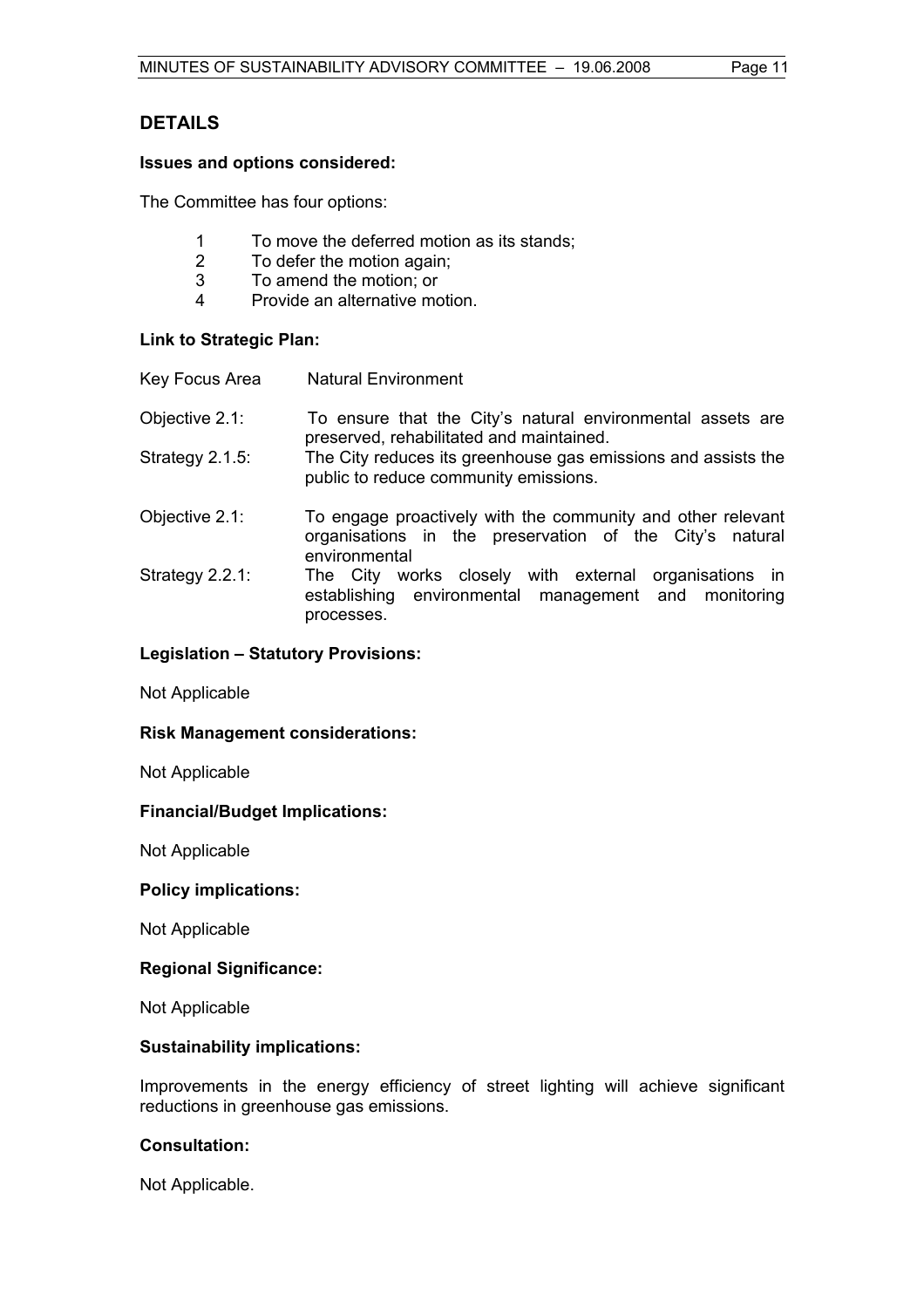## DETAILS

**Issues and options considered:**

The Committee has four options:

1 To move the deferred motion as its stands;
2 To defer the motion again;
3 To amend the motion; or
4 Provide an alternative motion.

**Link to Strategic Plan:**

| | |
|---|---|
| Key Focus Area | Natural Environment |
| Objective 2.1: | To ensure that the City's natural environmental assets are preserved, rehabilitated and maintained. |
| Strategy 2.1.5: | The City reduces its greenhouse gas emissions and assists the public to reduce community emissions. |
| Objective 2.1: | To engage proactively with the community and other relevant organisations in the preservation of the City's natural environmental |
| Strategy 2.2.1: | The City works closely with external organisations in establishing environmental management and monitoring processes. |

**Legislation – Statutory Provisions:**

Not Applicable

**Risk Management considerations:**

Not Applicable

**Financial/Budget Implications:**

Not Applicable

**Policy implications:**

Not Applicable

**Regional Significance:**

Not Applicable

**Sustainability implications:**

Improvements in the energy efficiency of street lighting will achieve significant reductions in greenhouse gas emissions.

**Consultation:**

Not Applicable.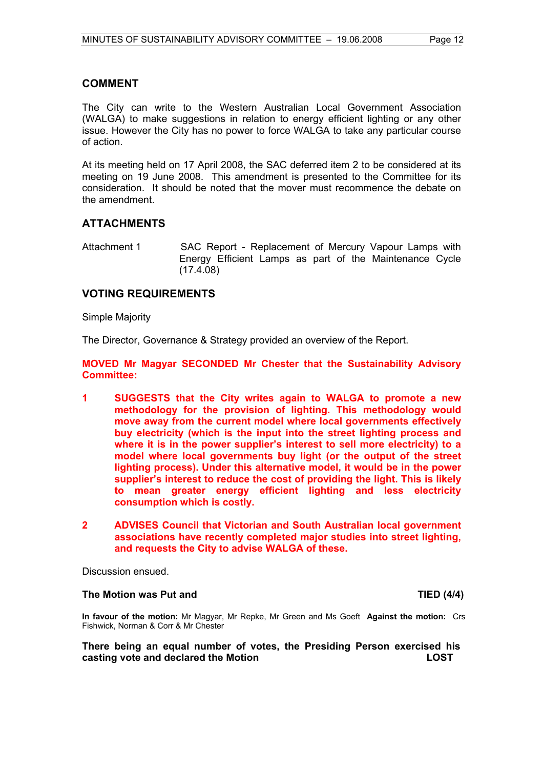## COMMENT

The City can write to the Western Australian Local Government Association (WALGA) to make suggestions in relation to energy efficient lighting or any other issue. However the City has no power to force WALGA to take any particular course of action.

At its meeting held on 17 April 2008, the SAC deferred item 2 to be considered at its meeting on 19 June 2008. This amendment is presented to the Committee for its consideration. It should be noted that the mover must recommence the debate on the amendment.

## ATTACHMENTS

Attachment 1 SAC Report - Replacement of Mercury Vapour Lamps with Energy Efficient Lamps as part of the Maintenance Cycle (17.4.08)

## VOTING REQUIREMENTS

Simple Majority

The Director, Governance & Strategy provided an overview of the Report.

**MOVED Mr Magyar SECONDED Mr Chester that the Sustainability Advisory Committee:**

1. **SUGGESTS that the City writes again to WALGA to promote a new methodology for the provision of lighting. This methodology would move away from the current model where local governments effectively buy electricity (which is the input into the street lighting process and where it is in the power supplier's interest to sell more electricity) to a model where local governments buy light (or the output of the street lighting process). Under this alternative model, it would be in the power supplier's interest to reduce the cost of providing the light. This is likely to mean greater energy efficient lighting and less electricity consumption which is costly.**

2. **ADVISES Council that Victorian and South Australian local government associations have recently completed major studies into street lighting, and requests the City to advise WALGA of these.**

Discussion ensued.

**The Motion was Put and TIED (4/4)**

**In favour of the motion:** Mr Magyar, Mr Repke, Mr Green and Ms Goeft **Against the motion:** Crs Fishwick, Norman & Corr & Mr Chester

**There being an equal number of votes, the Presiding Person exercised his casting vote and declared the Motion LOST**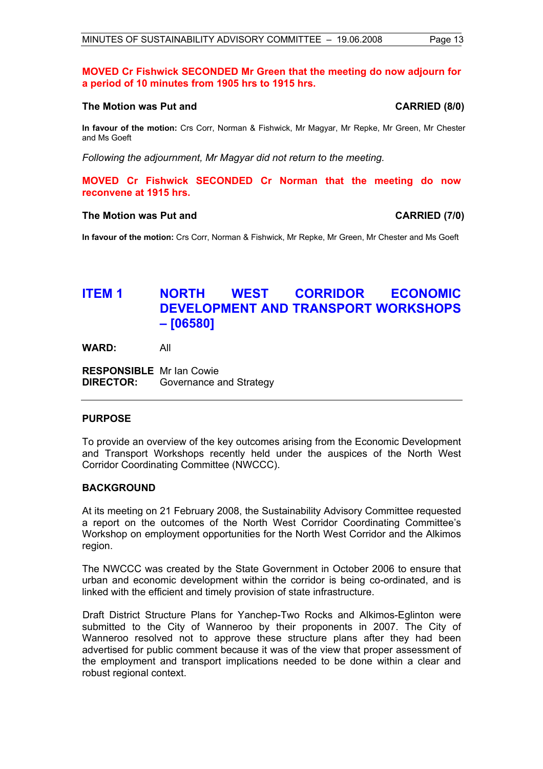**MOVED Cr Fishwick SECONDED Mr Green that the meeting do now adjourn for a period of 10 minutes from 1905 hrs to 1915 hrs.**

**The Motion was Put and CARRIED (8/0)**

**In favour of the motion:** Crs Corr, Norman & Fishwick, Mr Magyar, Mr Repke, Mr Green, Mr Chester and Ms Goeft

*Following the adjournment, Mr Magyar did not return to the meeting.*

**MOVED Cr Fishwick SECONDED Cr Norman that the meeting do now reconvene at 1915 hrs.**

**The Motion was Put and CARRIED (7/0)**

**In favour of the motion:** Crs Corr, Norman & Fishwick, Mr Repke, Mr Green, Mr Chester and Ms Goeft

## ITEM 1 NORTH WEST CORRIDOR ECONOMIC DEVELOPMENT AND TRANSPORT WORKSHOPS – [06580]

**WARD:** All

**RESPONSIBLE DIRECTOR:** Mr Ian Cowie
Governance and Strategy

---

### PURPOSE

To provide an overview of the key outcomes arising from the Economic Development and Transport Workshops recently held under the auspices of the North West Corridor Coordinating Committee (NWCCC).

### BACKGROUND

At its meeting on 21 February 2008, the Sustainability Advisory Committee requested a report on the outcomes of the North West Corridor Coordinating Committee's Workshop on employment opportunities for the North West Corridor and the Alkimos region.

The NWCCC was created by the State Government in October 2006 to ensure that urban and economic development within the corridor is being co-ordinated, and is linked with the efficient and timely provision of state infrastructure.

Draft District Structure Plans for Yanchep-Two Rocks and Alkimos-Eglinton were submitted to the City of Wanneroo by their proponents in 2007. The City of Wanneroo resolved not to approve these structure plans after they had been advertised for public comment because it was of the view that proper assessment of the employment and transport implications needed to be done within a clear and robust regional context.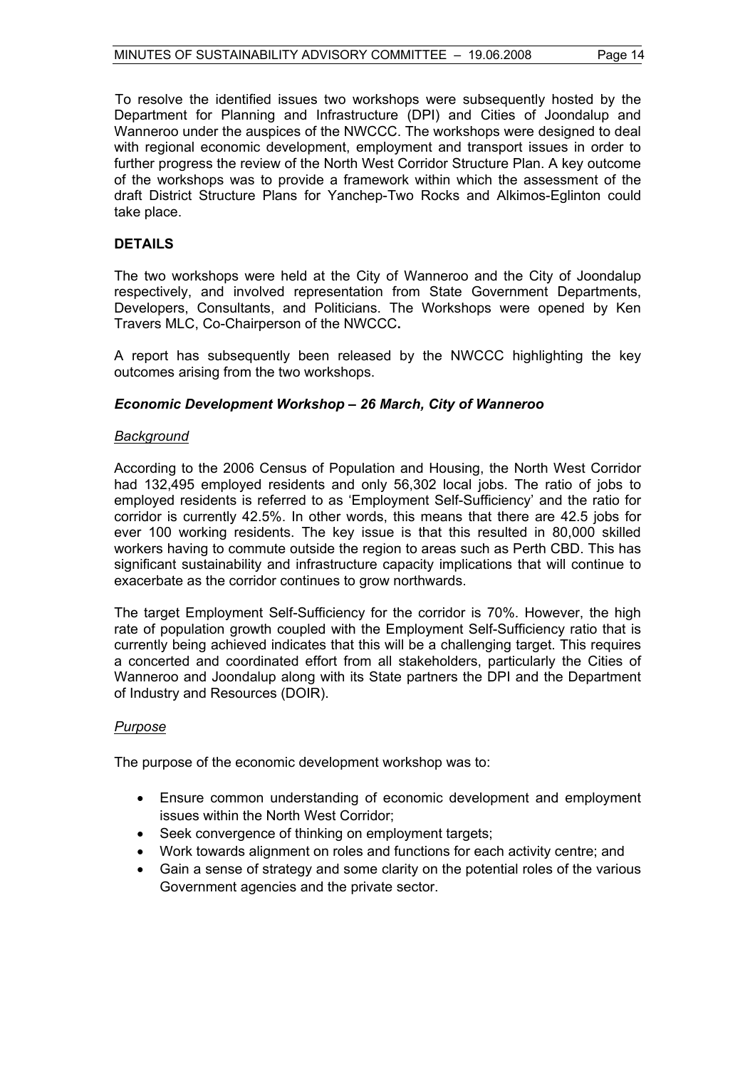To resolve the identified issues two workshops were subsequently hosted by the Department for Planning and Infrastructure (DPI) and Cities of Joondalup and Wanneroo under the auspices of the NWCCC. The workshops were designed to deal with regional economic development, employment and transport issues in order to further progress the review of the North West Corridor Structure Plan. A key outcome of the workshops was to provide a framework within which the assessment of the draft District Structure Plans for Yanchep-Two Rocks and Alkimos-Eglinton could take place.

**DETAILS**

The two workshops were held at the City of Wanneroo and the City of Joondalup respectively, and involved representation from State Government Departments, Developers, Consultants, and Politicians. The Workshops were opened by Ken Travers MLC, Co-Chairperson of the NWCCC**.**

A report has subsequently been released by the NWCCC highlighting the key outcomes arising from the two workshops.

***Economic Development Workshop – 26 March, City of Wanneroo***

*Background*

According to the 2006 Census of Population and Housing, the North West Corridor had 132,495 employed residents and only 56,302 local jobs. The ratio of jobs to employed residents is referred to as 'Employment Self-Sufficiency' and the ratio for corridor is currently 42.5%. In other words, this means that there are 42.5 jobs for ever 100 working residents. The key issue is that this resulted in 80,000 skilled workers having to commute outside the region to areas such as Perth CBD. This has significant sustainability and infrastructure capacity implications that will continue to exacerbate as the corridor continues to grow northwards.

The target Employment Self-Sufficiency for the corridor is 70%. However, the high rate of population growth coupled with the Employment Self-Sufficiency ratio that is currently being achieved indicates that this will be a challenging target. This requires a concerted and coordinated effort from all stakeholders, particularly the Cities of Wanneroo and Joondalup along with its State partners the DPI and the Department of Industry and Resources (DOIR).

*Purpose*

The purpose of the economic development workshop was to:

- Ensure common understanding of economic development and employment issues within the North West Corridor;
- Seek convergence of thinking on employment targets;
- Work towards alignment on roles and functions for each activity centre; and
- Gain a sense of strategy and some clarity on the potential roles of the various Government agencies and the private sector.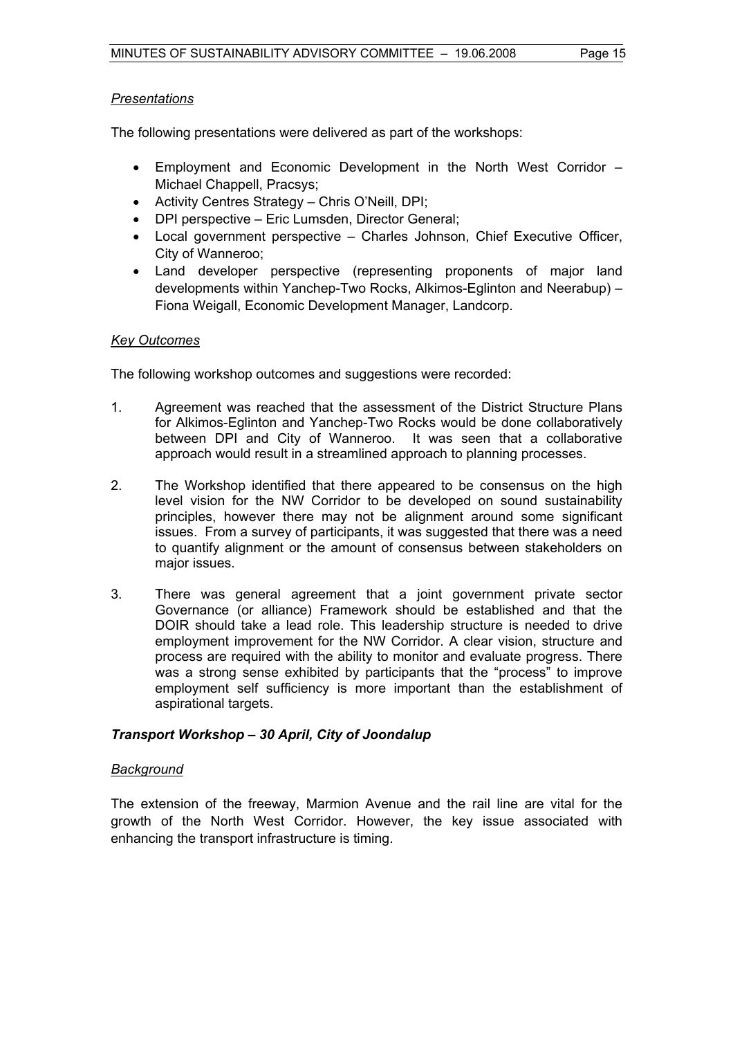*Presentations*

The following presentations were delivered as part of the workshops:

- Employment and Economic Development in the North West Corridor – Michael Chappell, Pracsys;
- Activity Centres Strategy – Chris O'Neill, DPI;
- DPI perspective – Eric Lumsden, Director General;
- Local government perspective – Charles Johnson, Chief Executive Officer, City of Wanneroo;
- Land developer perspective (representing proponents of major land developments within Yanchep-Two Rocks, Alkimos-Eglinton and Neerabup) – Fiona Weigall, Economic Development Manager, Landcorp.

*Key Outcomes*

The following workshop outcomes and suggestions were recorded:

1. Agreement was reached that the assessment of the District Structure Plans for Alkimos-Eglinton and Yanchep-Two Rocks would be done collaboratively between DPI and City of Wanneroo. It was seen that a collaborative approach would result in a streamlined approach to planning processes.

2. The Workshop identified that there appeared to be consensus on the high level vision for the NW Corridor to be developed on sound sustainability principles, however there may not be alignment around some significant issues. From a survey of participants, it was suggested that there was a need to quantify alignment or the amount of consensus between stakeholders on major issues.

3. There was general agreement that a joint government private sector Governance (or alliance) Framework should be established and that the DOIR should take a lead role. This leadership structure is needed to drive employment improvement for the NW Corridor. A clear vision, structure and process are required with the ability to monitor and evaluate progress. There was a strong sense exhibited by participants that the "process" to improve employment self sufficiency is more important than the establishment of aspirational targets.

***Transport Workshop – 30 April, City of Joondalup***

*Background*

The extension of the freeway, Marmion Avenue and the rail line are vital for the growth of the North West Corridor. However, the key issue associated with enhancing the transport infrastructure is timing.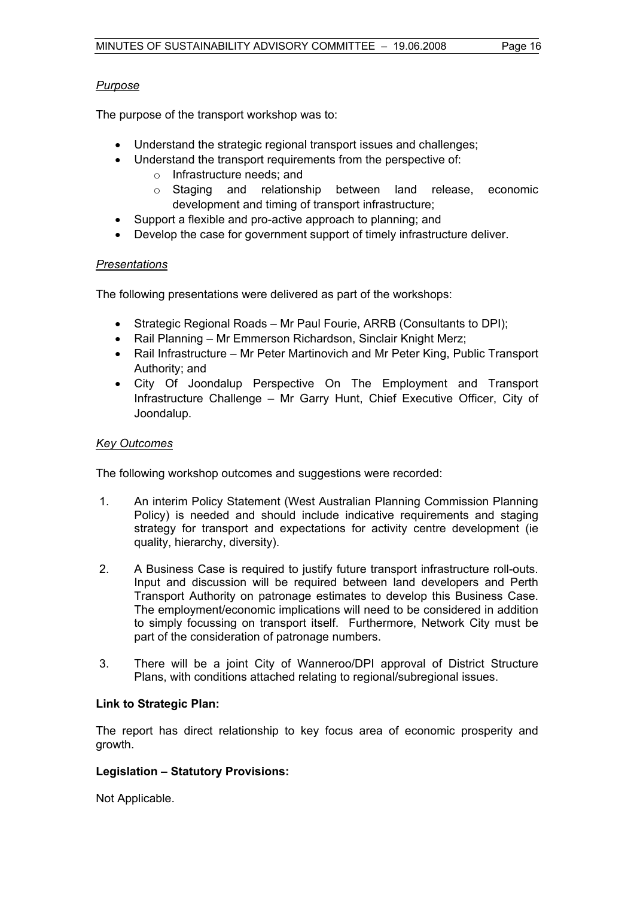*Purpose*

The purpose of the transport workshop was to:

- Understand the strategic regional transport issues and challenges;
- Understand the transport requirements from the perspective of:
  - Infrastructure needs; and
  - Staging and relationship between land release, economic development and timing of transport infrastructure;
- Support a flexible and pro-active approach to planning; and
- Develop the case for government support of timely infrastructure deliver.

*Presentations*

The following presentations were delivered as part of the workshops:

- Strategic Regional Roads – Mr Paul Fourie, ARRB (Consultants to DPI);
- Rail Planning – Mr Emmerson Richardson, Sinclair Knight Merz;
- Rail Infrastructure – Mr Peter Martinovich and Mr Peter King, Public Transport Authority; and
- City Of Joondalup Perspective On The Employment and Transport Infrastructure Challenge – Mr Garry Hunt, Chief Executive Officer, City of Joondalup.

*Key Outcomes*

The following workshop outcomes and suggestions were recorded:

1. An interim Policy Statement (West Australian Planning Commission Planning Policy) is needed and should include indicative requirements and staging strategy for transport and expectations for activity centre development (ie quality, hierarchy, diversity).

2. A Business Case is required to justify future transport infrastructure roll-outs. Input and discussion will be required between land developers and Perth Transport Authority on patronage estimates to develop this Business Case. The employment/economic implications will need to be considered in addition to simply focussing on transport itself. Furthermore, Network City must be part of the consideration of patronage numbers.

3. There will be a joint City of Wanneroo/DPI approval of District Structure Plans, with conditions attached relating to regional/subregional issues.

**Link to Strategic Plan:**

The report has direct relationship to key focus area of economic prosperity and growth.

**Legislation – Statutory Provisions:**

Not Applicable.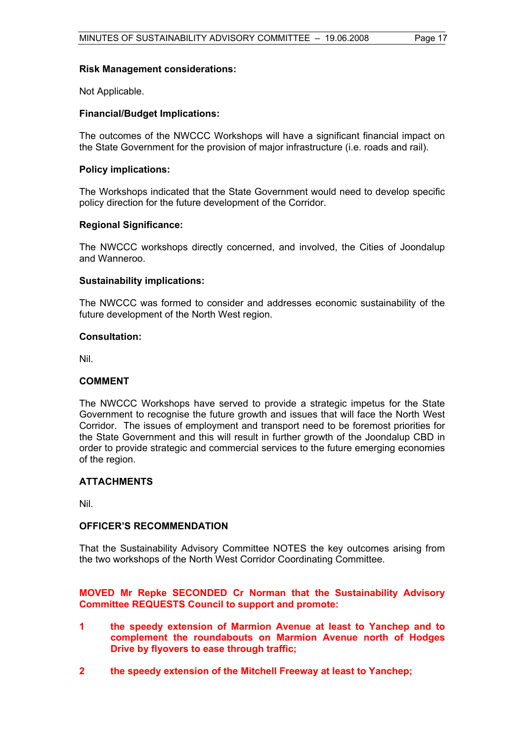**Risk Management considerations:**

Not Applicable.

**Financial/Budget Implications:**

The outcomes of the NWCCC Workshops will have a significant financial impact on the State Government for the provision of major infrastructure (i.e. roads and rail).

**Policy implications:**

The Workshops indicated that the State Government would need to develop specific policy direction for the future development of the Corridor.

**Regional Significance:**

The NWCCC workshops directly concerned, and involved, the Cities of Joondalup and Wanneroo.

**Sustainability implications:**

The NWCCC was formed to consider and addresses economic sustainability of the future development of the North West region.

**Consultation:**

Nil.

## COMMENT

The NWCCC Workshops have served to provide a strategic impetus for the State Government to recognise the future growth and issues that will face the North West Corridor. The issues of employment and transport need to be foremost priorities for the State Government and this will result in further growth of the Joondalup CBD in order to provide strategic and commercial services to the future emerging economies of the region.

## ATTACHMENTS

Nil.

## OFFICER'S RECOMMENDATION

That the Sustainability Advisory Committee NOTES the key outcomes arising from the two workshops of the North West Corridor Coordinating Committee.

**MOVED Mr Repke SECONDED Cr Norman that the Sustainability Advisory Committee REQUESTS Council to support and promote:**

1. **the speedy extension of Marmion Avenue at least to Yanchep and to complement the roundabouts on Marmion Avenue north of Hodges Drive by flyovers to ease through traffic;**

2. **the speedy extension of the Mitchell Freeway at least to Yanchep;**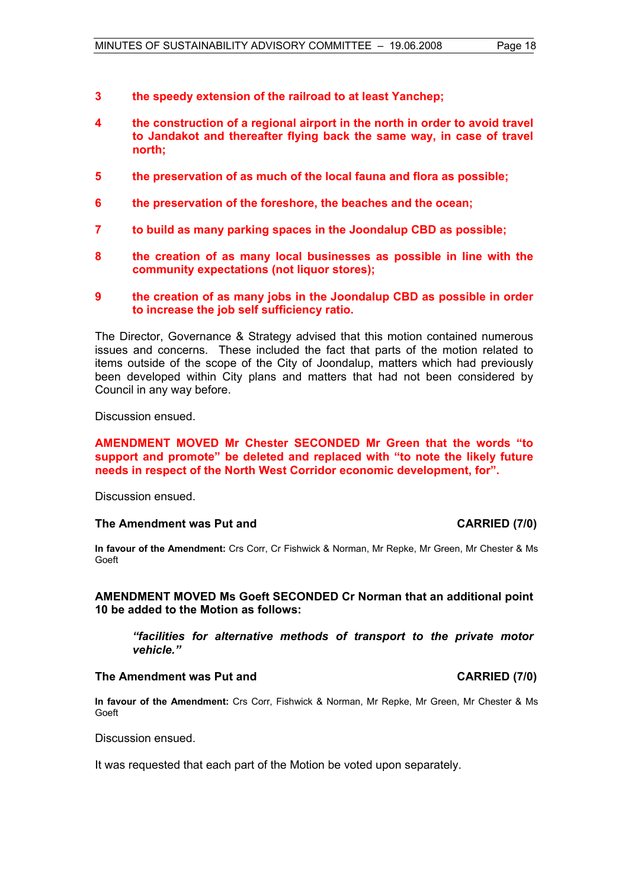**3 the speedy extension of the railroad to at least Yanchep;**

**4 the construction of a regional airport in the north in order to avoid travel to Jandakot and thereafter flying back the same way, in case of travel north;**

**5 the preservation of as much of the local fauna and flora as possible;**

**6 the preservation of the foreshore, the beaches and the ocean;**

**7 to build as many parking spaces in the Joondalup CBD as possible;**

**8 the creation of as many local businesses as possible in line with the community expectations (not liquor stores);**

**9 the creation of as many jobs in the Joondalup CBD as possible in order to increase the job self sufficiency ratio.**

The Director, Governance & Strategy advised that this motion contained numerous issues and concerns. These included the fact that parts of the motion related to items outside of the scope of the City of Joondalup, matters which had previously been developed within City plans and matters that had not been considered by Council in any way before.

Discussion ensued.

**AMENDMENT MOVED Mr Chester SECONDED Mr Green that the words "to support and promote" be deleted and replaced with "to note the likely future needs in respect of the North West Corridor economic development, for".**

Discussion ensued.

**The Amendment was Put and CARRIED (7/0)**

**In favour of the Amendment:** Crs Corr, Cr Fishwick & Norman, Mr Repke, Mr Green, Mr Chester & Ms Goeft

**AMENDMENT MOVED Ms Goeft SECONDED Cr Norman that an additional point 10 be added to the Motion as follows:**

> ***"facilities for alternative methods of transport to the private motor vehicle."***

**The Amendment was Put and CARRIED (7/0)**

**In favour of the Amendment:** Crs Corr, Fishwick & Norman, Mr Repke, Mr Green, Mr Chester & Ms Goeft

Discussion ensued.

It was requested that each part of the Motion be voted upon separately.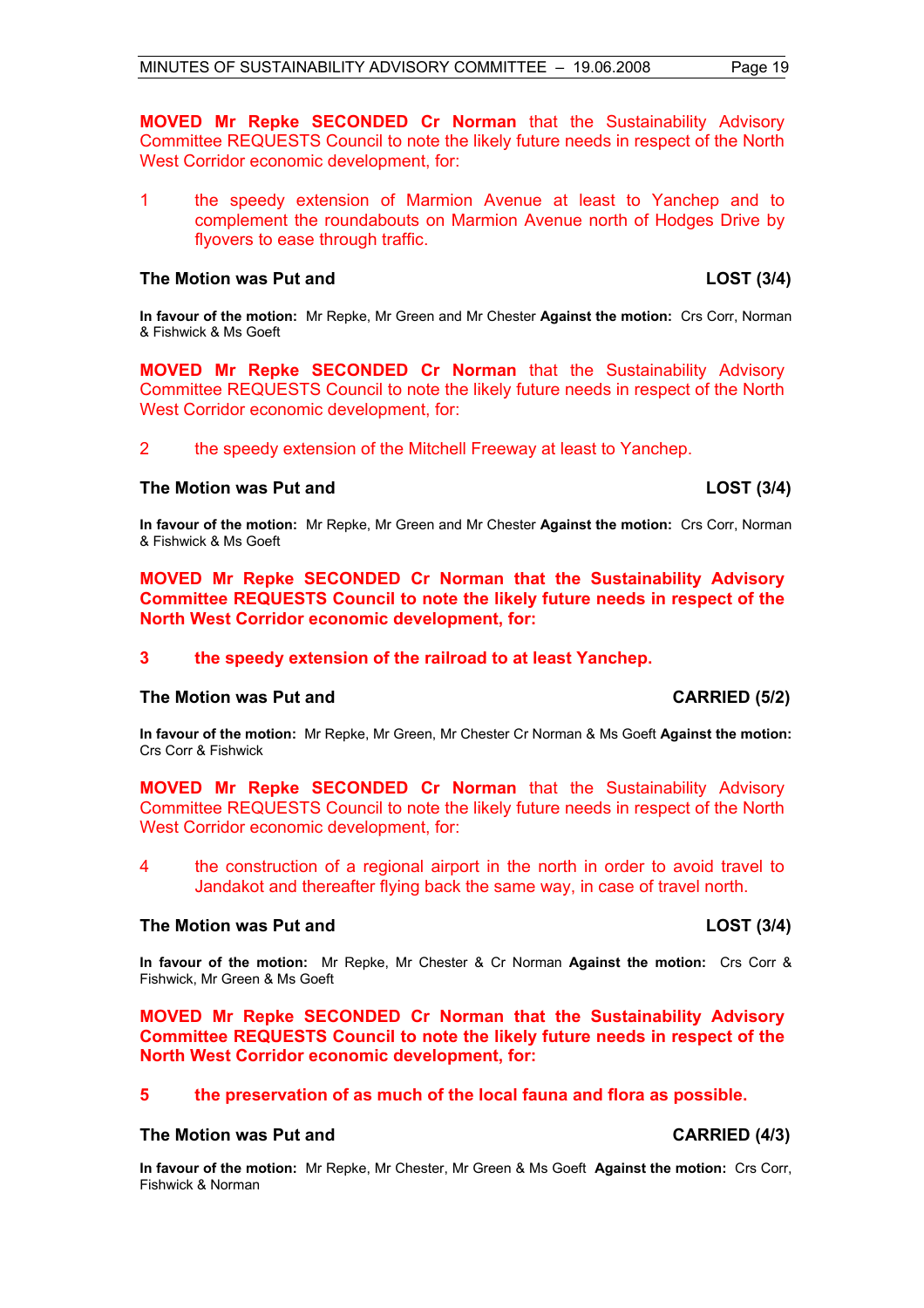MOVED Mr Repke SECONDED Cr Norman that the Sustainability Advisory Committee REQUESTS Council to note the likely future needs in respect of the North West Corridor economic development, for:

1 the speedy extension of Marmion Avenue at least to Yanchep and to complement the roundabouts on Marmion Avenue north of Hodges Drive by flyovers to ease through traffic.

**The Motion was Put and LOST (3/4)**

**In favour of the motion:** Mr Repke, Mr Green and Mr Chester **Against the motion:** Crs Corr, Norman & Fishwick & Ms Goeft

MOVED Mr Repke SECONDED Cr Norman that the Sustainability Advisory Committee REQUESTS Council to note the likely future needs in respect of the North West Corridor economic development, for:

2 the speedy extension of the Mitchell Freeway at least to Yanchep.

**The Motion was Put and LOST (3/4)**

**In favour of the motion:** Mr Repke, Mr Green and Mr Chester **Against the motion:** Crs Corr, Norman & Fishwick & Ms Goeft

**MOVED Mr Repke SECONDED Cr Norman that the Sustainability Advisory Committee REQUESTS Council to note the likely future needs in respect of the North West Corridor economic development, for:**

**3 the speedy extension of the railroad to at least Yanchep.**

**The Motion was Put and CARRIED (5/2)**

**In favour of the motion:** Mr Repke, Mr Green, Mr Chester Cr Norman & Ms Goeft **Against the motion:** Crs Corr & Fishwick

MOVED Mr Repke SECONDED Cr Norman that the Sustainability Advisory Committee REQUESTS Council to note the likely future needs in respect of the North West Corridor economic development, for:

4 the construction of a regional airport in the north in order to avoid travel to Jandakot and thereafter flying back the same way, in case of travel north.

**The Motion was Put and LOST (3/4)**

**In favour of the motion:** Mr Repke, Mr Chester & Cr Norman **Against the motion:** Crs Corr & Fishwick, Mr Green & Ms Goeft

**MOVED Mr Repke SECONDED Cr Norman that the Sustainability Advisory Committee REQUESTS Council to note the likely future needs in respect of the North West Corridor economic development, for:**

**5 the preservation of as much of the local fauna and flora as possible.**

**The Motion was Put and CARRIED (4/3)**

**In favour of the motion:** Mr Repke, Mr Chester, Mr Green & Ms Goeft **Against the motion:** Crs Corr, Fishwick & Norman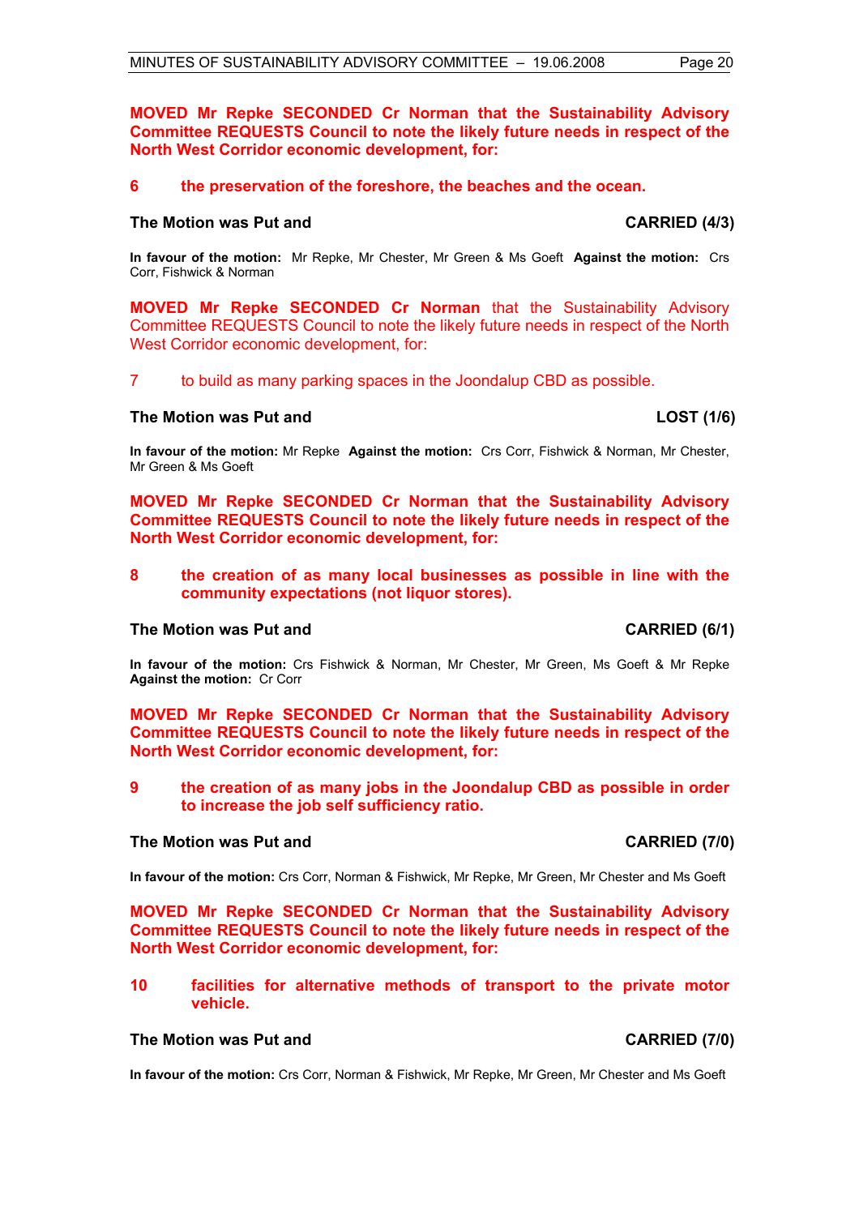**MOVED Mr Repke SECONDED Cr Norman that the Sustainability Advisory Committee REQUESTS Council to note the likely future needs in respect of the North West Corridor economic development, for:**

**6 the preservation of the foreshore, the beaches and the ocean.**

**The Motion was Put and CARRIED (4/3)**

**In favour of the motion:** Mr Repke, Mr Chester, Mr Green & Ms Goeft **Against the motion:** Crs Corr, Fishwick & Norman

**MOVED Mr Repke SECONDED Cr Norman** that the Sustainability Advisory Committee REQUESTS Council to note the likely future needs in respect of the North West Corridor economic development, for:

7 to build as many parking spaces in the Joondalup CBD as possible.

**The Motion was Put and LOST (1/6)**

**In favour of the motion:** Mr Repke **Against the motion:** Crs Corr, Fishwick & Norman, Mr Chester, Mr Green & Ms Goeft

**MOVED Mr Repke SECONDED Cr Norman that the Sustainability Advisory Committee REQUESTS Council to note the likely future needs in respect of the North West Corridor economic development, for:**

**8 the creation of as many local businesses as possible in line with the community expectations (not liquor stores).**

**The Motion was Put and CARRIED (6/1)**

**In favour of the motion:** Crs Fishwick & Norman, Mr Chester, Mr Green, Ms Goeft & Mr Repke **Against the motion:** Cr Corr

**MOVED Mr Repke SECONDED Cr Norman that the Sustainability Advisory Committee REQUESTS Council to note the likely future needs in respect of the North West Corridor economic development, for:**

**9 the creation of as many jobs in the Joondalup CBD as possible in order to increase the job self sufficiency ratio.**

**The Motion was Put and CARRIED (7/0)**

**In favour of the motion:** Crs Corr, Norman & Fishwick, Mr Repke, Mr Green, Mr Chester and Ms Goeft

**MOVED Mr Repke SECONDED Cr Norman that the Sustainability Advisory Committee REQUESTS Council to note the likely future needs in respect of the North West Corridor economic development, for:**

**10 facilities for alternative methods of transport to the private motor vehicle.**

**The Motion was Put and CARRIED (7/0)**

**In favour of the motion:** Crs Corr, Norman & Fishwick, Mr Repke, Mr Green, Mr Chester and Ms Goeft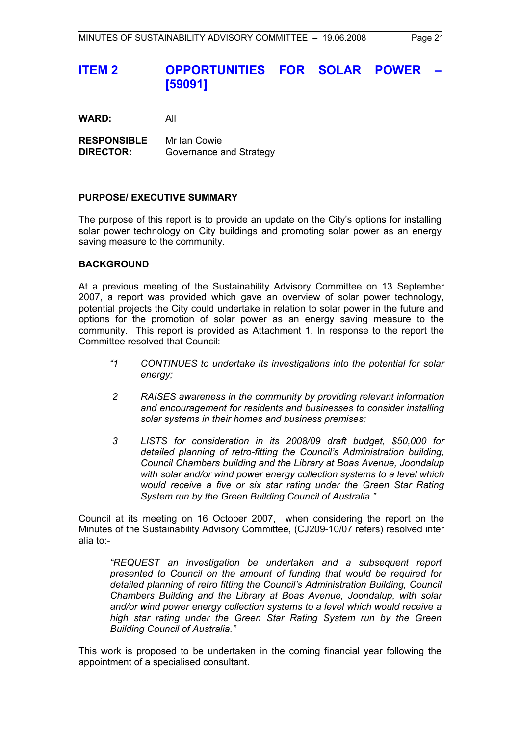## ITEM 2 OPPORTUNITIES FOR SOLAR POWER – [59091]

**WARD:** All

**RESPONSIBLE DIRECTOR:** Mr Ian Cowie
Governance and Strategy

---

### PURPOSE/ EXECUTIVE SUMMARY

The purpose of this report is to provide an update on the City's options for installing solar power technology on City buildings and promoting solar power as an energy saving measure to the community.

### BACKGROUND

At a previous meeting of the Sustainability Advisory Committee on 13 September 2007, a report was provided which gave an overview of solar power technology, potential projects the City could undertake in relation to solar power in the future and options for the promotion of solar power as an energy saving measure to the community. This report is provided as Attachment 1. In response to the report the Committee resolved that Council:

> *"1 CONTINUES to undertake its investigations into the potential for solar energy;*
>
> *2 RAISES awareness in the community by providing relevant information and encouragement for residents and businesses to consider installing solar systems in their homes and business premises;*
>
> *3 LISTS for consideration in its 2008/09 draft budget, $50,000 for detailed planning of retro-fitting the Council's Administration building, Council Chambers building and the Library at Boas Avenue, Joondalup with solar and/or wind power energy collection systems to a level which would receive a five or six star rating under the Green Star Rating System run by the Green Building Council of Australia."*

Council at its meeting on 16 October 2007, when considering the report on the Minutes of the Sustainability Advisory Committee, (CJ209-10/07 refers) resolved inter alia to:-

> *"REQUEST an investigation be undertaken and a subsequent report presented to Council on the amount of funding that would be required for detailed planning of retro fitting the Council's Administration Building, Council Chambers Building and the Library at Boas Avenue, Joondalup, with solar and/or wind power energy collection systems to a level which would receive a high star rating under the Green Star Rating System run by the Green Building Council of Australia."*

This work is proposed to be undertaken in the coming financial year following the appointment of a specialised consultant.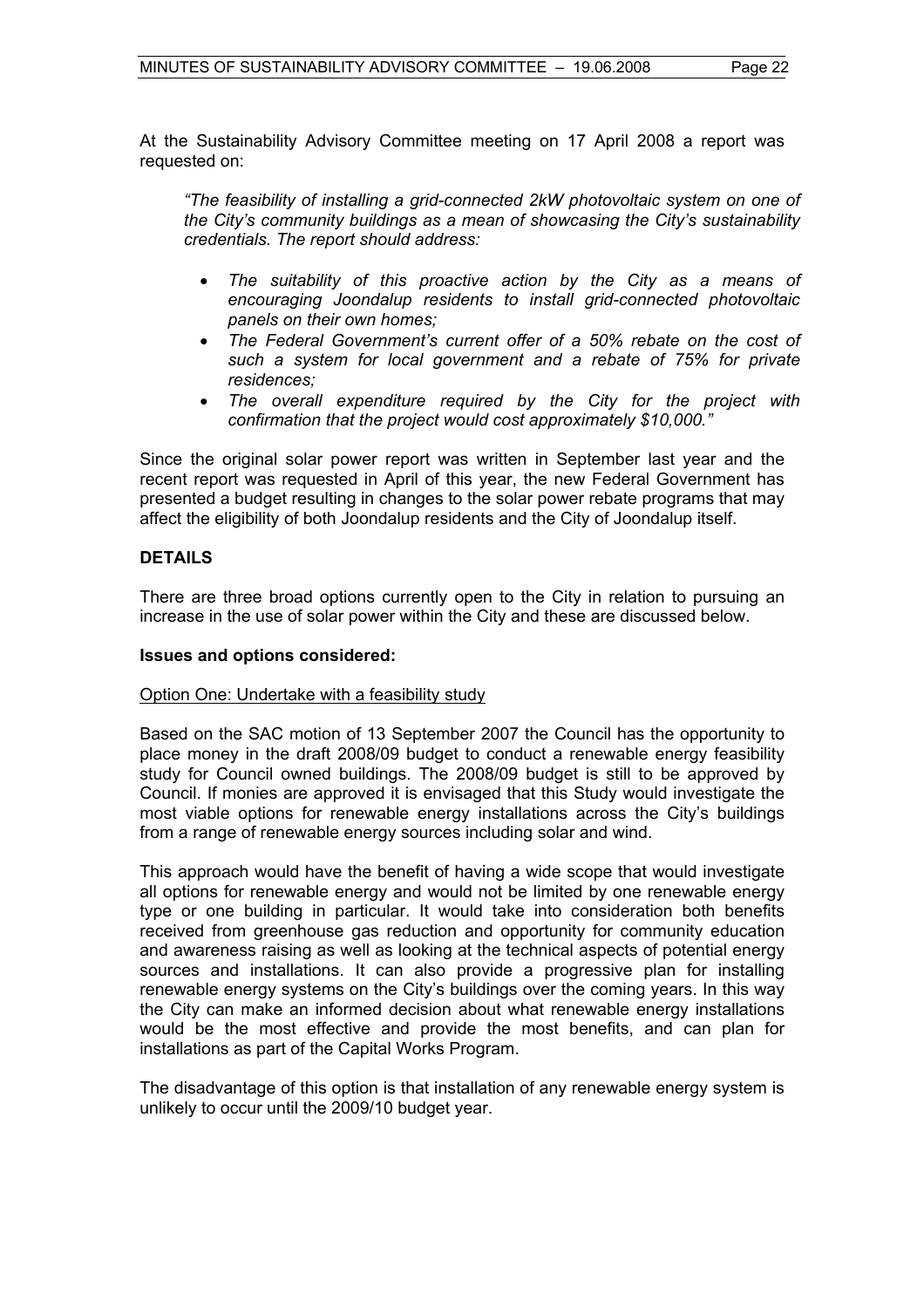At the Sustainability Advisory Committee meeting on 17 April 2008 a report was requested on:

> *"The feasibility of installing a grid-connected 2kW photovoltaic system on one of the City's community buildings as a mean of showcasing the City's sustainability credentials. The report should address:*
>
> - *The suitability of this proactive action by the City as a means of encouraging Joondalup residents to install grid-connected photovoltaic panels on their own homes;*
> - *The Federal Government's current offer of a 50% rebate on the cost of such a system for local government and a rebate of 75% for private residences;*
> - *The overall expenditure required by the City for the project with confirmation that the project would cost approximately $10,000."*

Since the original solar power report was written in September last year and the recent report was requested in April of this year, the new Federal Government has presented a budget resulting in changes to the solar power rebate programs that may affect the eligibility of both Joondalup residents and the City of Joondalup itself.

## DETAILS

There are three broad options currently open to the City in relation to pursuing an increase in the use of solar power within the City and these are discussed below.

### Issues and options considered:

<u>Option One: Undertake with a feasibility study</u>

Based on the SAC motion of 13 September 2007 the Council has the opportunity to place money in the draft 2008/09 budget to conduct a renewable energy feasibility study for Council owned buildings. The 2008/09 budget is still to be approved by Council. If monies are approved it is envisaged that this Study would investigate the most viable options for renewable energy installations across the City's buildings from a range of renewable energy sources including solar and wind.

This approach would have the benefit of having a wide scope that would investigate all options for renewable energy and would not be limited by one renewable energy type or one building in particular. It would take into consideration both benefits received from greenhouse gas reduction and opportunity for community education and awareness raising as well as looking at the technical aspects of potential energy sources and installations. It can also provide a progressive plan for installing renewable energy systems on the City's buildings over the coming years. In this way the City can make an informed decision about what renewable energy installations would be the most effective and provide the most benefits, and can plan for installations as part of the Capital Works Program.

The disadvantage of this option is that installation of any renewable energy system is unlikely to occur until the 2009/10 budget year.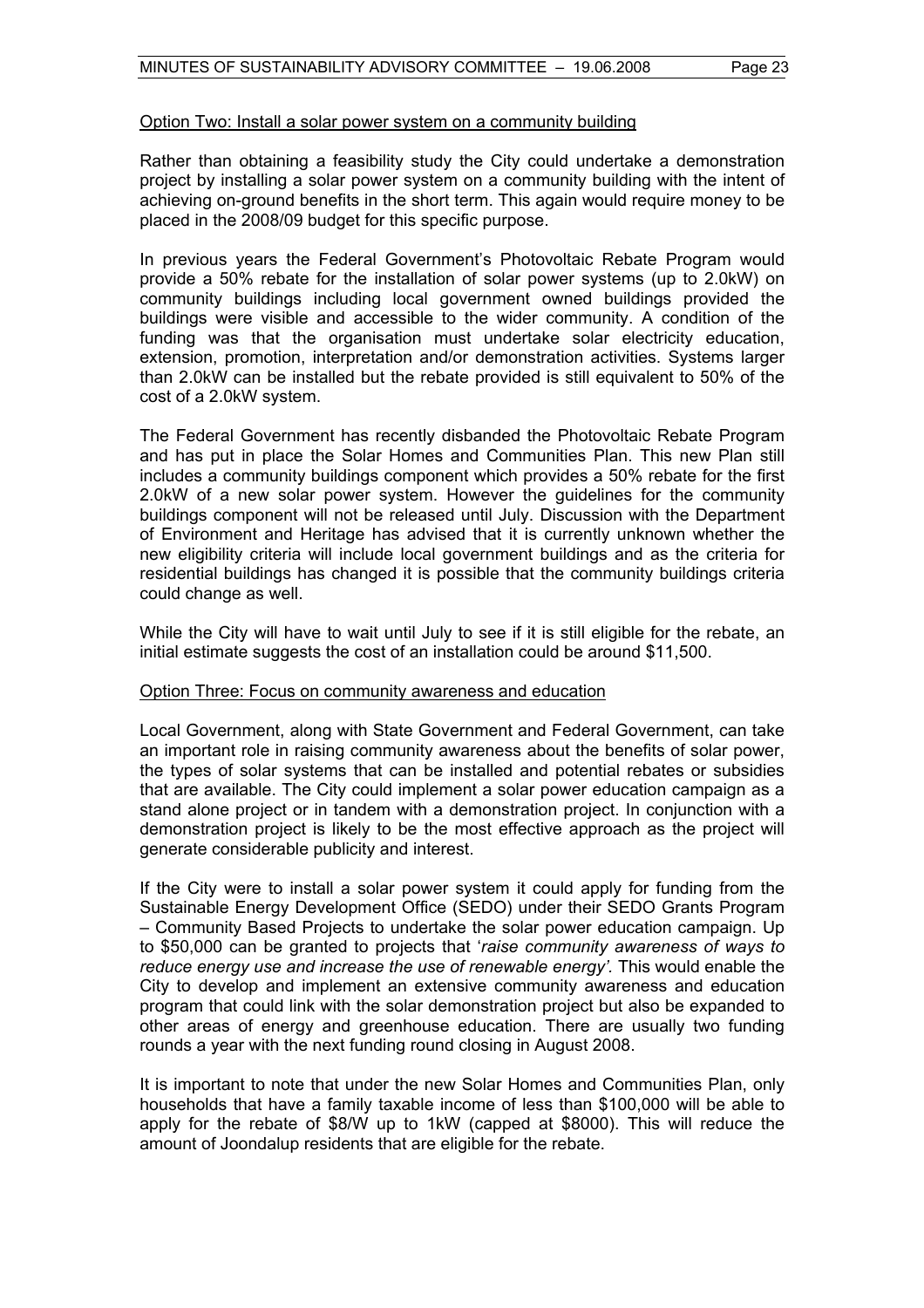Option Two: Install a solar power system on a community building

Rather than obtaining a feasibility study the City could undertake a demonstration project by installing a solar power system on a community building with the intent of achieving on-ground benefits in the short term. This again would require money to be placed in the 2008/09 budget for this specific purpose.

In previous years the Federal Government's Photovoltaic Rebate Program would provide a 50% rebate for the installation of solar power systems (up to 2.0kW) on community buildings including local government owned buildings provided the buildings were visible and accessible to the wider community. A condition of the funding was that the organisation must undertake solar electricity education, extension, promotion, interpretation and/or demonstration activities. Systems larger than 2.0kW can be installed but the rebate provided is still equivalent to 50% of the cost of a 2.0kW system.

The Federal Government has recently disbanded the Photovoltaic Rebate Program and has put in place the Solar Homes and Communities Plan. This new Plan still includes a community buildings component which provides a 50% rebate for the first 2.0kW of a new solar power system. However the guidelines for the community buildings component will not be released until July. Discussion with the Department of Environment and Heritage has advised that it is currently unknown whether the new eligibility criteria will include local government buildings and as the criteria for residential buildings has changed it is possible that the community buildings criteria could change as well.

While the City will have to wait until July to see if it is still eligible for the rebate, an initial estimate suggests the cost of an installation could be around $11,500.

Option Three: Focus on community awareness and education

Local Government, along with State Government and Federal Government, can take an important role in raising community awareness about the benefits of solar power, the types of solar systems that can be installed and potential rebates or subsidies that are available. The City could implement a solar power education campaign as a stand alone project or in tandem with a demonstration project. In conjunction with a demonstration project is likely to be the most effective approach as the project will generate considerable publicity and interest.

If the City were to install a solar power system it could apply for funding from the Sustainable Energy Development Office (SEDO) under their SEDO Grants Program – Community Based Projects to undertake the solar power education campaign. Up to $50,000 can be granted to projects that '*raise community awareness of ways to reduce energy use and increase the use of renewable energy'.* This would enable the City to develop and implement an extensive community awareness and education program that could link with the solar demonstration project but also be expanded to other areas of energy and greenhouse education. There are usually two funding rounds a year with the next funding round closing in August 2008.

It is important to note that under the new Solar Homes and Communities Plan, only households that have a family taxable income of less than $100,000 will be able to apply for the rebate of $8/W up to 1kW (capped at $8000). This will reduce the amount of Joondalup residents that are eligible for the rebate.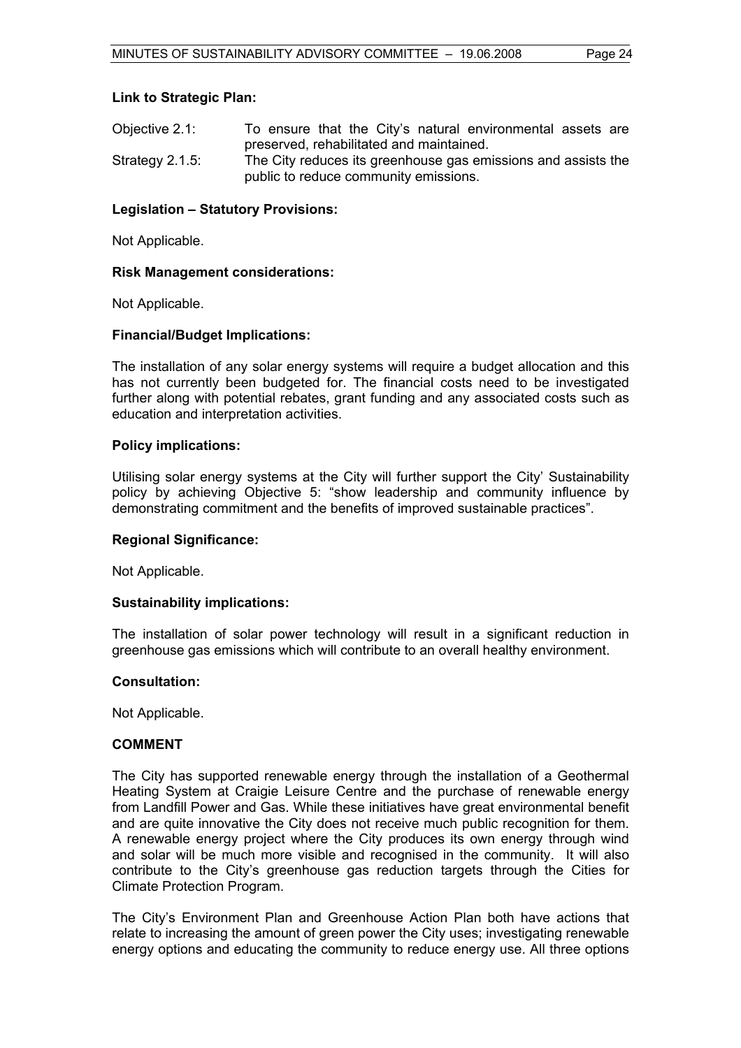**Link to Strategic Plan:**

Objective 2.1: To ensure that the City's natural environmental assets are preserved, rehabilitated and maintained.

Strategy 2.1.5: The City reduces its greenhouse gas emissions and assists the public to reduce community emissions.

**Legislation – Statutory Provisions:**

Not Applicable.

**Risk Management considerations:**

Not Applicable.

**Financial/Budget Implications:**

The installation of any solar energy systems will require a budget allocation and this has not currently been budgeted for. The financial costs need to be investigated further along with potential rebates, grant funding and any associated costs such as education and interpretation activities.

**Policy implications:**

Utilising solar energy systems at the City will further support the City' Sustainability policy by achieving Objective 5: "show leadership and community influence by demonstrating commitment and the benefits of improved sustainable practices".

**Regional Significance:**

Not Applicable.

**Sustainability implications:**

The installation of solar power technology will result in a significant reduction in greenhouse gas emissions which will contribute to an overall healthy environment.

**Consultation:**

Not Applicable.

**COMMENT**

The City has supported renewable energy through the installation of a Geothermal Heating System at Craigie Leisure Centre and the purchase of renewable energy from Landfill Power and Gas. While these initiatives have great environmental benefit and are quite innovative the City does not receive much public recognition for them. A renewable energy project where the City produces its own energy through wind and solar will be much more visible and recognised in the community. It will also contribute to the City's greenhouse gas reduction targets through the Cities for Climate Protection Program.

The City's Environment Plan and Greenhouse Action Plan both have actions that relate to increasing the amount of green power the City uses; investigating renewable energy options and educating the community to reduce energy use. All three options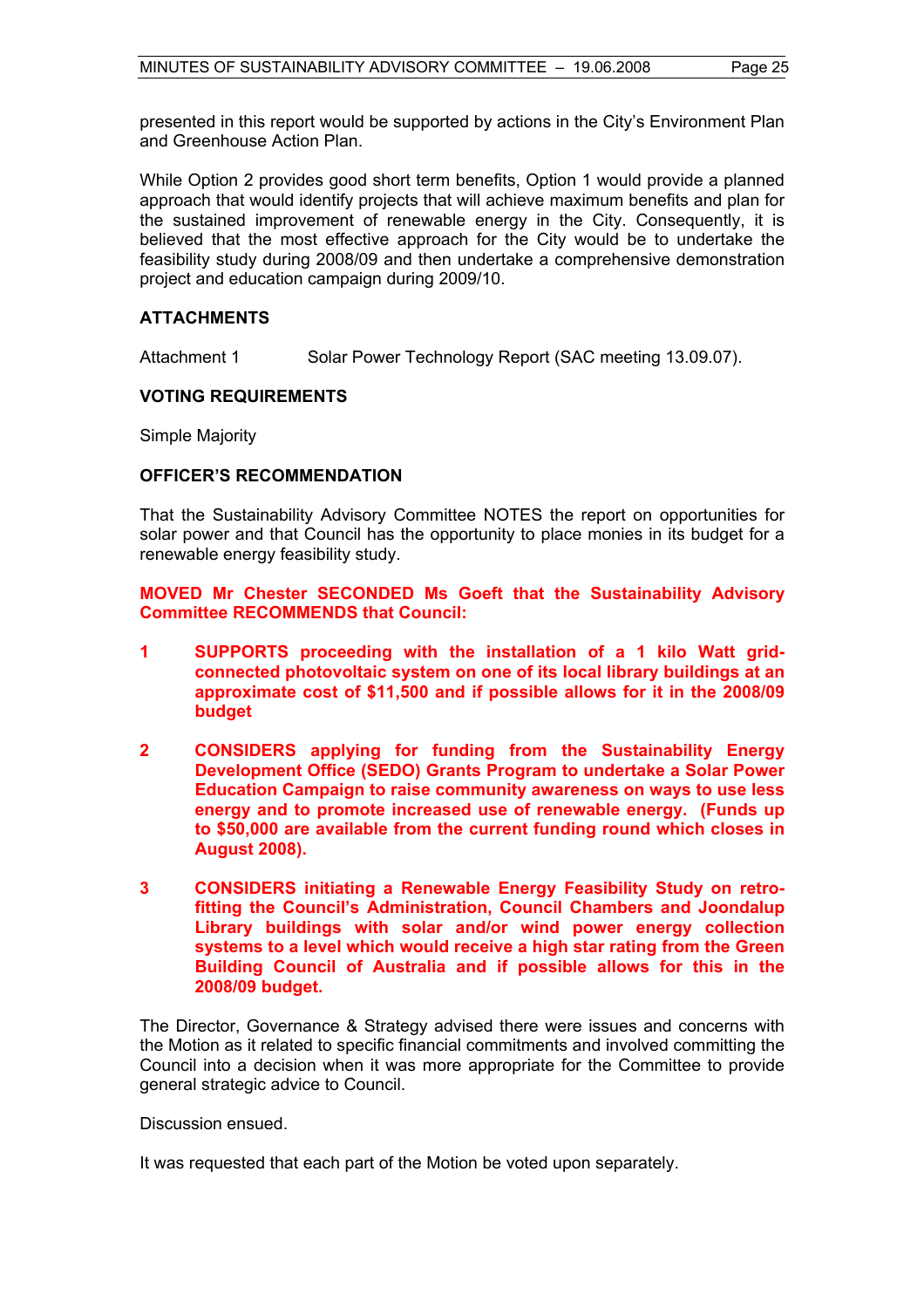presented in this report would be supported by actions in the City's Environment Plan and Greenhouse Action Plan.

While Option 2 provides good short term benefits, Option 1 would provide a planned approach that would identify projects that will achieve maximum benefits and plan for the sustained improvement of renewable energy in the City. Consequently, it is believed that the most effective approach for the City would be to undertake the feasibility study during 2008/09 and then undertake a comprehensive demonstration project and education campaign during 2009/10.

### ATTACHMENTS

Attachment 1 Solar Power Technology Report (SAC meeting 13.09.07).

### VOTING REQUIREMENTS

Simple Majority

### OFFICER'S RECOMMENDATION

That the Sustainability Advisory Committee NOTES the report on opportunities for solar power and that Council has the opportunity to place monies in its budget for a renewable energy feasibility study.

**MOVED Mr Chester SECONDED Ms Goeft that the Sustainability Advisory Committee RECOMMENDS that Council:**

**1 SUPPORTS proceeding with the installation of a 1 kilo Watt grid-connected photovoltaic system on one of its local library buildings at an approximate cost of $11,500 and if possible allows for it in the 2008/09 budget**

**2 CONSIDERS applying for funding from the Sustainability Energy Development Office (SEDO) Grants Program to undertake a Solar Power Education Campaign to raise community awareness on ways to use less energy and to promote increased use of renewable energy. (Funds up to $50,000 are available from the current funding round which closes in August 2008).**

**3 CONSIDERS initiating a Renewable Energy Feasibility Study on retro-fitting the Council's Administration, Council Chambers and Joondalup Library buildings with solar and/or wind power energy collection systems to a level which would receive a high star rating from the Green Building Council of Australia and if possible allows for this in the 2008/09 budget.**

The Director, Governance & Strategy advised there were issues and concerns with the Motion as it related to specific financial commitments and involved committing the Council into a decision when it was more appropriate for the Committee to provide general strategic advice to Council.

Discussion ensued.

It was requested that each part of the Motion be voted upon separately.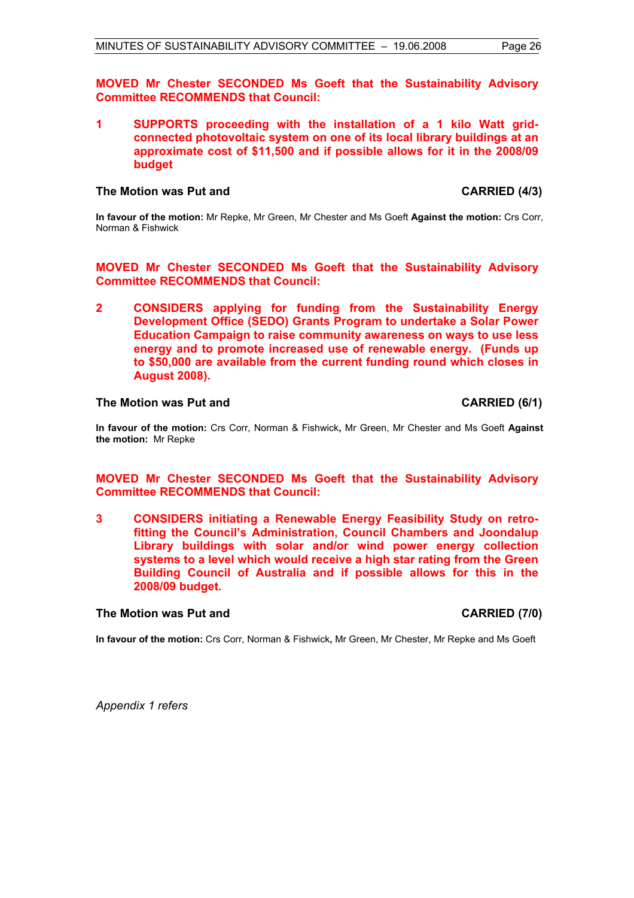**MOVED Mr Chester SECONDED Ms Goeft that the Sustainability Advisory Committee RECOMMENDS that Council:**

**1 SUPPORTS proceeding with the installation of a 1 kilo Watt grid-connected photovoltaic system on one of its local library buildings at an approximate cost of $11,500 and if possible allows for it in the 2008/09 budget**

**The Motion was Put and CARRIED (4/3)**

**In favour of the motion:** Mr Repke, Mr Green, Mr Chester and Ms Goeft **Against the motion:** Crs Corr, Norman & Fishwick

**MOVED Mr Chester SECONDED Ms Goeft that the Sustainability Advisory Committee RECOMMENDS that Council:**

**2 CONSIDERS applying for funding from the Sustainability Energy Development Office (SEDO) Grants Program to undertake a Solar Power Education Campaign to raise community awareness on ways to use less energy and to promote increased use of renewable energy. (Funds up to $50,000 are available from the current funding round which closes in August 2008).**

**The Motion was Put and CARRIED (6/1)**

**In favour of the motion:** Crs Corr, Norman & Fishwick**,** Mr Green, Mr Chester and Ms Goeft **Against the motion:** Mr Repke

**MOVED Mr Chester SECONDED Ms Goeft that the Sustainability Advisory Committee RECOMMENDS that Council:**

**3 CONSIDERS initiating a Renewable Energy Feasibility Study on retro-fitting the Council's Administration, Council Chambers and Joondalup Library buildings with solar and/or wind power energy collection systems to a level which would receive a high star rating from the Green Building Council of Australia and if possible allows for this in the 2008/09 budget.**

**The Motion was Put and CARRIED (7/0)**

**In favour of the motion:** Crs Corr, Norman & Fishwick**,** Mr Green, Mr Chester, Mr Repke and Ms Goeft

*Appendix 1 refers*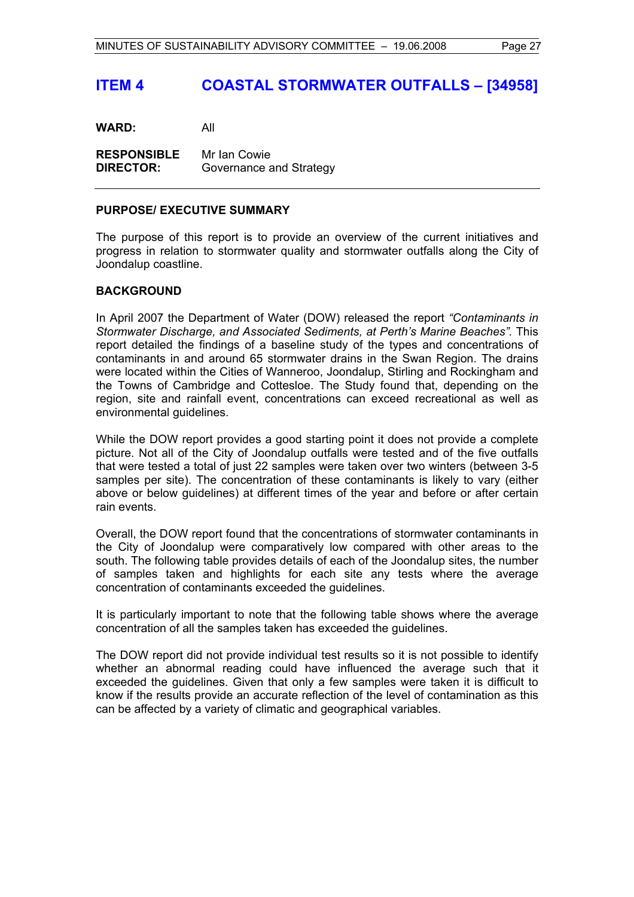# ITEM 4 COASTAL STORMWATER OUTFALLS – [34958]

**WARD:** All

**RESPONSIBLE DIRECTOR:** Mr Ian Cowie
Governance and Strategy

---

## PURPOSE/ EXECUTIVE SUMMARY

The purpose of this report is to provide an overview of the current initiatives and progress in relation to stormwater quality and stormwater outfalls along the City of Joondalup coastline.

## BACKGROUND

In April 2007 the Department of Water (DOW) released the report *"Contaminants in Stormwater Discharge, and Associated Sediments, at Perth's Marine Beaches"*. This report detailed the findings of a baseline study of the types and concentrations of contaminants in and around 65 stormwater drains in the Swan Region. The drains were located within the Cities of Wanneroo, Joondalup, Stirling and Rockingham and the Towns of Cambridge and Cottesloe. The Study found that, depending on the region, site and rainfall event, concentrations can exceed recreational as well as environmental guidelines.

While the DOW report provides a good starting point it does not provide a complete picture. Not all of the City of Joondalup outfalls were tested and of the five outfalls that were tested a total of just 22 samples were taken over two winters (between 3-5 samples per site). The concentration of these contaminants is likely to vary (either above or below guidelines) at different times of the year and before or after certain rain events.

Overall, the DOW report found that the concentrations of stormwater contaminants in the City of Joondalup were comparatively low compared with other areas to the south. The following table provides details of each of the Joondalup sites, the number of samples taken and highlights for each site any tests where the average concentration of contaminants exceeded the guidelines.

It is particularly important to note that the following table shows where the average concentration of all the samples taken has exceeded the guidelines.

The DOW report did not provide individual test results so it is not possible to identify whether an abnormal reading could have influenced the average such that it exceeded the guidelines. Given that only a few samples were taken it is difficult to know if the results provide an accurate reflection of the level of contamination as this can be affected by a variety of climatic and geographical variables.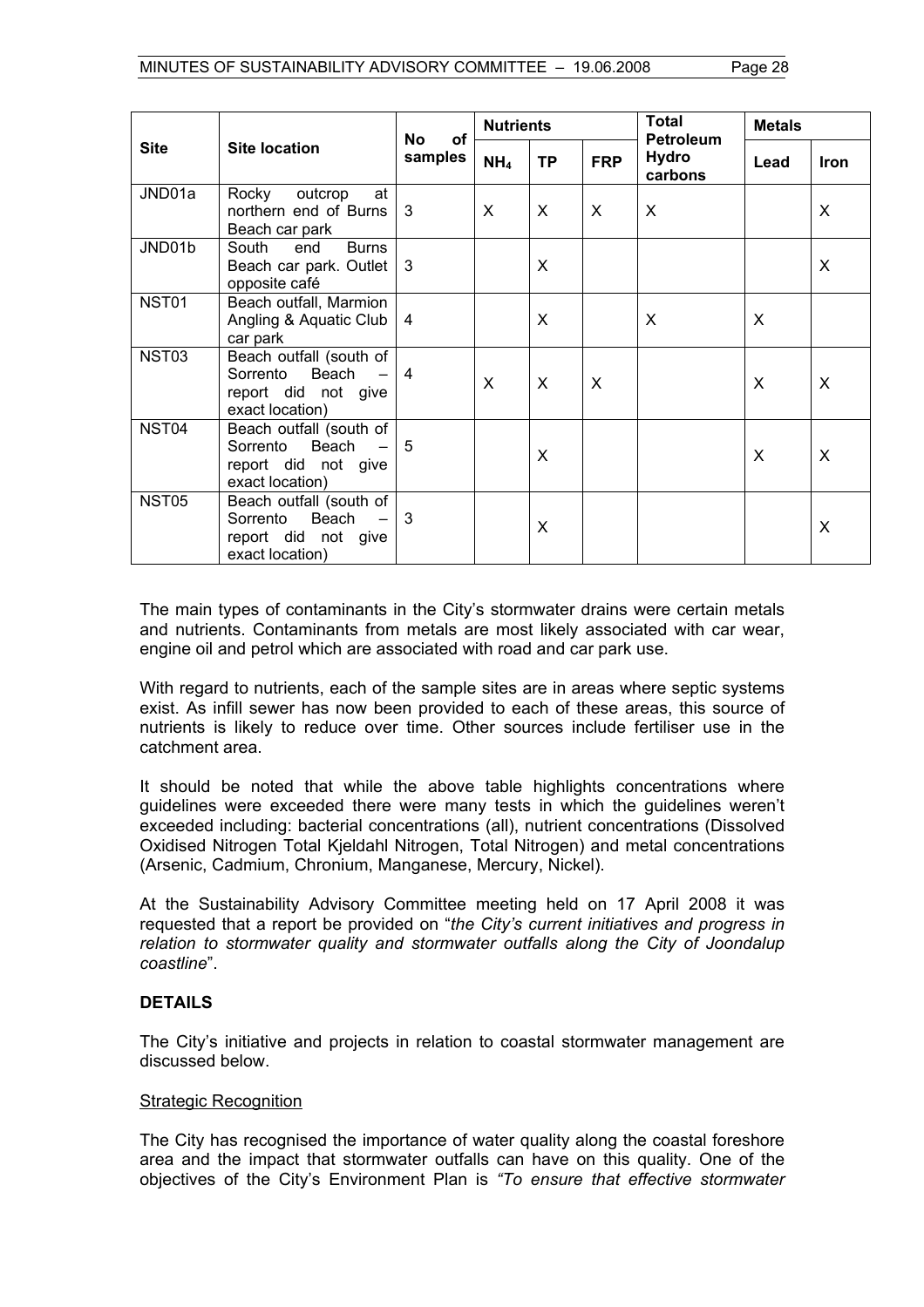| Site | Site location | No of samples | Nutrients | | | Total Petroleum Hydro carbons | Metals | |
|---|---|---|---|---|---|---|---|---|
| | | | $NH_4$ | TP | FRP | | Lead | Iron |
| JND01a | Rocky outcrop at northern end of Burns Beach car park | 3 | X | X | X | X | | X |
| JND01b | South end Burns Beach car park. Outlet opposite café | 3 | | X | | | | X |
| NST01 | Beach outfall, Marmion Angling & Aquatic Club car park | 4 | | X | | X | X | |
| NST03 | Beach outfall (south of Sorrento Beach – report did not give exact location) | 4 | X | X | X | | X | X |
| NST04 | Beach outfall (south of Sorrento Beach – report did not give exact location) | 5 | | X | | | X | X |
| NST05 | Beach outfall (south of Sorrento Beach – report did not give exact location) | 3 | | X | | | | X |

The main types of contaminants in the City's stormwater drains were certain metals and nutrients. Contaminants from metals are most likely associated with car wear, engine oil and petrol which are associated with road and car park use.

With regard to nutrients, each of the sample sites are in areas where septic systems exist. As infill sewer has now been provided to each of these areas, this source of nutrients is likely to reduce over time. Other sources include fertiliser use in the catchment area.

It should be noted that while the above table highlights concentrations where guidelines were exceeded there were many tests in which the guidelines weren't exceeded including: bacterial concentrations (all), nutrient concentrations (Dissolved Oxidised Nitrogen Total Kjeldahl Nitrogen, Total Nitrogen) and metal concentrations (Arsenic, Cadmium, Chronium, Manganese, Mercury, Nickel).

At the Sustainability Advisory Committee meeting held on 17 April 2008 it was requested that a report be provided on "*the City's current initiatives and progress in relation to stormwater quality and stormwater outfalls along the City of Joondalup coastline*".

## DETAILS

The City's initiative and projects in relation to coastal stormwater management are discussed below.

Strategic Recognition

The City has recognised the importance of water quality along the coastal foreshore area and the impact that stormwater outfalls can have on this quality. One of the objectives of the City's Environment Plan is *"To ensure that effective stormwater*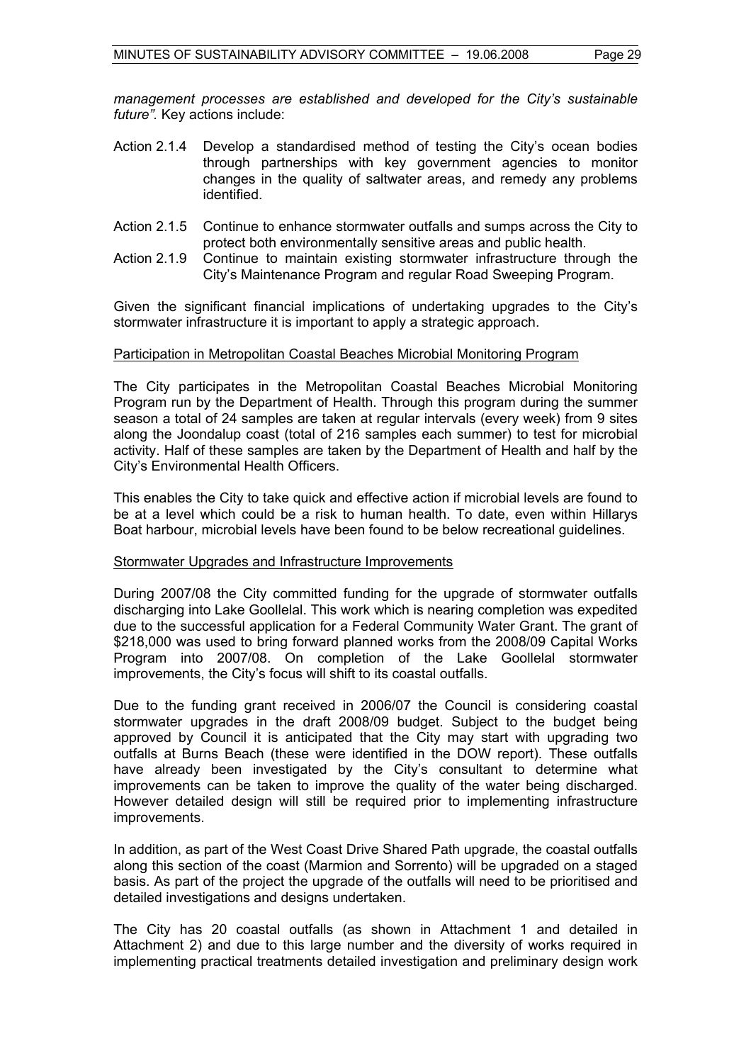*management processes are established and developed for the City's sustainable future".* Key actions include:

Action 2.1.4 Develop a standardised method of testing the City's ocean bodies through partnerships with key government agencies to monitor changes in the quality of saltwater areas, and remedy any problems identified.

Action 2.1.5 Continue to enhance stormwater outfalls and sumps across the City to protect both environmentally sensitive areas and public health.

Action 2.1.9 Continue to maintain existing stormwater infrastructure through the City's Maintenance Program and regular Road Sweeping Program.

Given the significant financial implications of undertaking upgrades to the City's stormwater infrastructure it is important to apply a strategic approach.

Participation in Metropolitan Coastal Beaches Microbial Monitoring Program

The City participates in the Metropolitan Coastal Beaches Microbial Monitoring Program run by the Department of Health. Through this program during the summer season a total of 24 samples are taken at regular intervals (every week) from 9 sites along the Joondalup coast (total of 216 samples each summer) to test for microbial activity. Half of these samples are taken by the Department of Health and half by the City's Environmental Health Officers.

This enables the City to take quick and effective action if microbial levels are found to be at a level which could be a risk to human health. To date, even within Hillarys Boat harbour, microbial levels have been found to be below recreational guidelines.

Stormwater Upgrades and Infrastructure Improvements

During 2007/08 the City committed funding for the upgrade of stormwater outfalls discharging into Lake Goollelal. This work which is nearing completion was expedited due to the successful application for a Federal Community Water Grant. The grant of \$218,000 was used to bring forward planned works from the 2008/09 Capital Works Program into 2007/08. On completion of the Lake Goollelal stormwater improvements, the City's focus will shift to its coastal outfalls.

Due to the funding grant received in 2006/07 the Council is considering coastal stormwater upgrades in the draft 2008/09 budget. Subject to the budget being approved by Council it is anticipated that the City may start with upgrading two outfalls at Burns Beach (these were identified in the DOW report). These outfalls have already been investigated by the City's consultant to determine what improvements can be taken to improve the quality of the water being discharged. However detailed design will still be required prior to implementing infrastructure improvements.

In addition, as part of the West Coast Drive Shared Path upgrade, the coastal outfalls along this section of the coast (Marmion and Sorrento) will be upgraded on a staged basis. As part of the project the upgrade of the outfalls will need to be prioritised and detailed investigations and designs undertaken.

The City has 20 coastal outfalls (as shown in Attachment 1 and detailed in Attachment 2) and due to this large number and the diversity of works required in implementing practical treatments detailed investigation and preliminary design work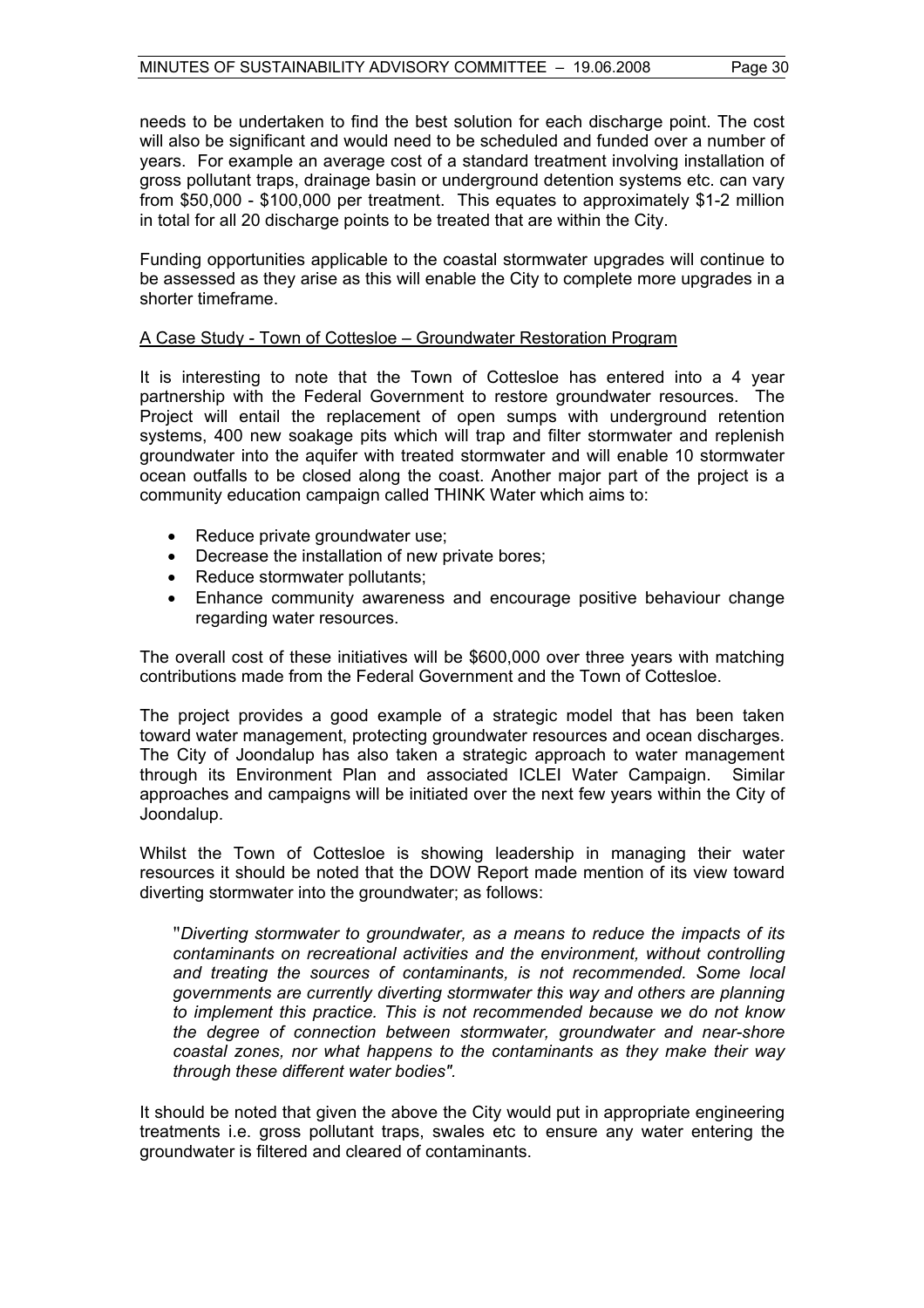needs to be undertaken to find the best solution for each discharge point. The cost will also be significant and would need to be scheduled and funded over a number of years. For example an average cost of a standard treatment involving installation of gross pollutant traps, drainage basin or underground detention systems etc. can vary from $50,000 - $100,000 per treatment. This equates to approximately $1-2 million in total for all 20 discharge points to be treated that are within the City.

Funding opportunities applicable to the coastal stormwater upgrades will continue to be assessed as they arise as this will enable the City to complete more upgrades in a shorter timeframe.

<u>A Case Study - Town of Cottesloe – Groundwater Restoration Program</u>

It is interesting to note that the Town of Cottesloe has entered into a 4 year partnership with the Federal Government to restore groundwater resources. The Project will entail the replacement of open sumps with underground retention systems, 400 new soakage pits which will trap and filter stormwater and replenish groundwater into the aquifer with treated stormwater and will enable 10 stormwater ocean outfalls to be closed along the coast. Another major part of the project is a community education campaign called THINK Water which aims to:

- Reduce private groundwater use;
- Decrease the installation of new private bores;
- Reduce stormwater pollutants;
- Enhance community awareness and encourage positive behaviour change regarding water resources.

The overall cost of these initiatives will be $600,000 over three years with matching contributions made from the Federal Government and the Town of Cottesloe.

The project provides a good example of a strategic model that has been taken toward water management, protecting groundwater resources and ocean discharges. The City of Joondalup has also taken a strategic approach to water management through its Environment Plan and associated ICLEI Water Campaign. Similar approaches and campaigns will be initiated over the next few years within the City of Joondalup.

Whilst the Town of Cottesloe is showing leadership in managing their water resources it should be noted that the DOW Report made mention of its view toward diverting stormwater into the groundwater; as follows:

> "*Diverting stormwater to groundwater, as a means to reduce the impacts of its contaminants on recreational activities and the environment, without controlling and treating the sources of contaminants, is not recommended. Some local governments are currently diverting stormwater this way and others are planning to implement this practice. This is not recommended because we do not know the degree of connection between stormwater, groundwater and near-shore coastal zones, nor what happens to the contaminants as they make their way through these different water bodies".*

It should be noted that given the above the City would put in appropriate engineering treatments i.e. gross pollutant traps, swales etc to ensure any water entering the groundwater is filtered and cleared of contaminants.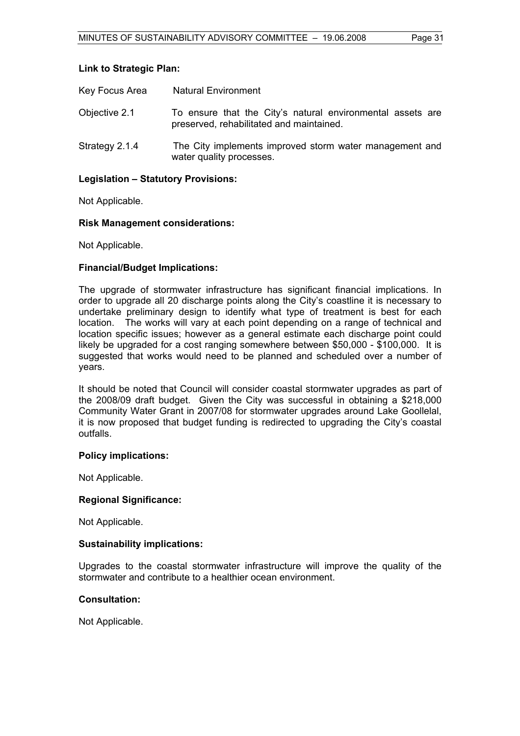**Link to Strategic Plan:**

Key Focus Area Natural Environment

Objective 2.1 To ensure that the City's natural environmental assets are preserved, rehabilitated and maintained.

Strategy 2.1.4 The City implements improved storm water management and water quality processes.

**Legislation – Statutory Provisions:**

Not Applicable.

**Risk Management considerations:**

Not Applicable.

**Financial/Budget Implications:**

The upgrade of stormwater infrastructure has significant financial implications. In order to upgrade all 20 discharge points along the City's coastline it is necessary to undertake preliminary design to identify what type of treatment is best for each location. The works will vary at each point depending on a range of technical and location specific issues; however as a general estimate each discharge point could likely be upgraded for a cost ranging somewhere between $50,000 - $100,000. It is suggested that works would need to be planned and scheduled over a number of years.

It should be noted that Council will consider coastal stormwater upgrades as part of the 2008/09 draft budget. Given the City was successful in obtaining a $218,000 Community Water Grant in 2007/08 for stormwater upgrades around Lake Goollelal, it is now proposed that budget funding is redirected to upgrading the City's coastal outfalls.

**Policy implications:**

Not Applicable.

**Regional Significance:**

Not Applicable.

**Sustainability implications:**

Upgrades to the coastal stormwater infrastructure will improve the quality of the stormwater and contribute to a healthier ocean environment.

**Consultation:**

Not Applicable.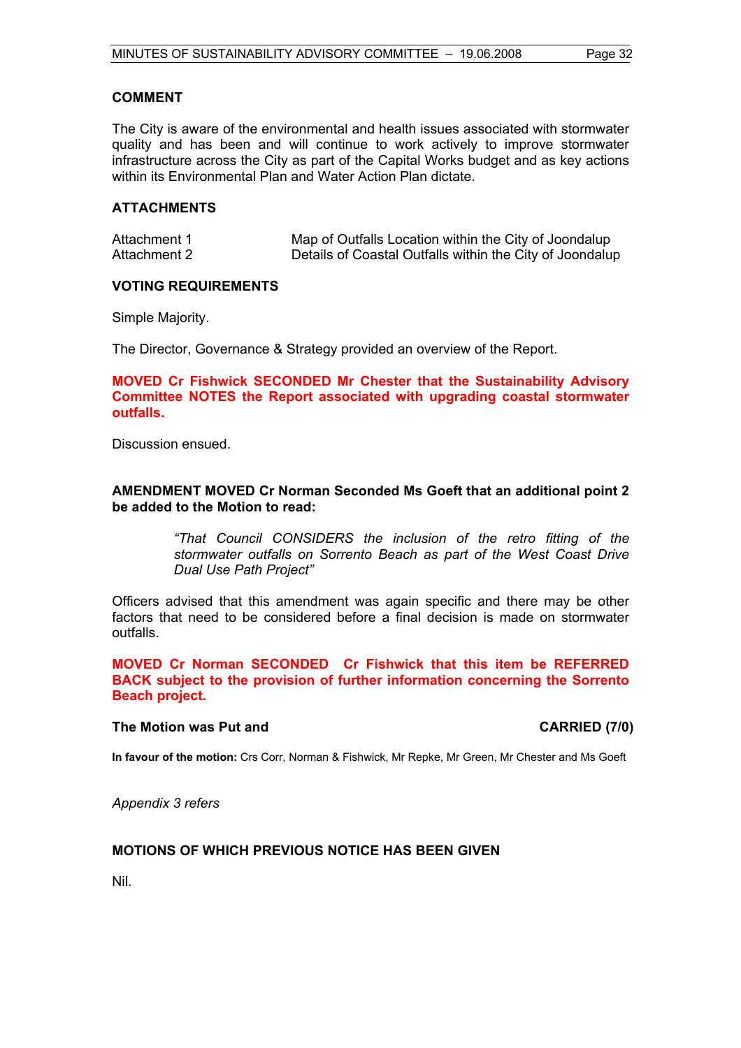### COMMENT

The City is aware of the environmental and health issues associated with stormwater quality and has been and will continue to work actively to improve stormwater infrastructure across the City as part of the Capital Works budget and as key actions within its Environmental Plan and Water Action Plan dictate.

### ATTACHMENTS

| | |
|---|---|
| Attachment 1 | Map of Outfalls Location within the City of Joondalup |
| Attachment 2 | Details of Coastal Outfalls within the City of Joondalup |

### VOTING REQUIREMENTS

Simple Majority.

The Director, Governance & Strategy provided an overview of the Report.

**MOVED Cr Fishwick SECONDED Mr Chester that the Sustainability Advisory Committee NOTES the Report associated with upgrading coastal stormwater outfalls.**

Discussion ensued.

**AMENDMENT MOVED Cr Norman Seconded Ms Goeft that an additional point 2 be added to the Motion to read:**

> *"That Council CONSIDERS the inclusion of the retro fitting of the stormwater outfalls on Sorrento Beach as part of the West Coast Drive Dual Use Path Project"*

Officers advised that this amendment was again specific and there may be other factors that need to be considered before a final decision is made on stormwater outfalls.

**MOVED Cr Norman SECONDED Cr Fishwick that this item be REFERRED BACK subject to the provision of further information concerning the Sorrento Beach project.**

**The Motion was Put and CARRIED (7/0)**

**In favour of the motion:** Crs Corr, Norman & Fishwick, Mr Repke, Mr Green, Mr Chester and Ms Goeft

*Appendix 3 refers*

### MOTIONS OF WHICH PREVIOUS NOTICE HAS BEEN GIVEN

Nil.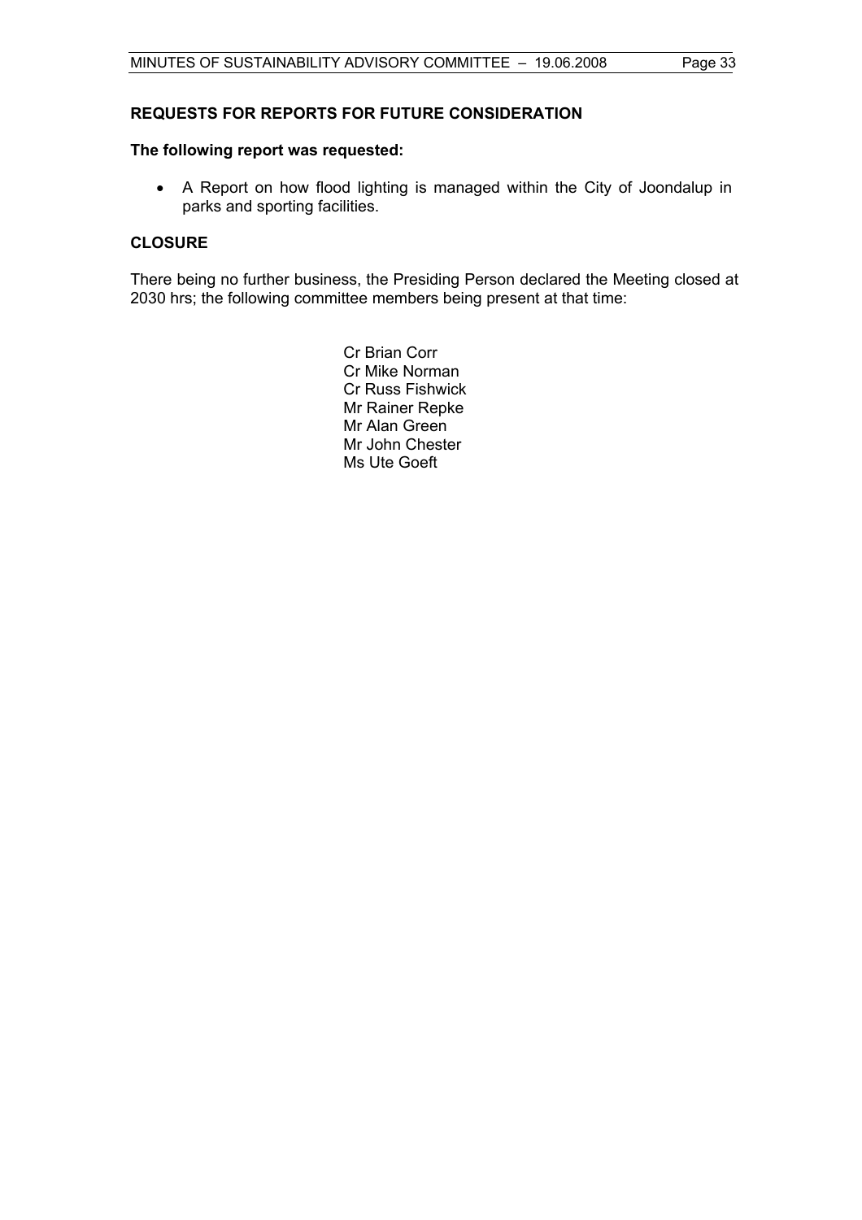## REQUESTS FOR REPORTS FOR FUTURE CONSIDERATION

**The following report was requested:**

- A Report on how flood lighting is managed within the City of Joondalup in parks and sporting facilities.

## CLOSURE

There being no further business, the Presiding Person declared the Meeting closed at 2030 hrs; the following committee members being present at that time:

Cr Brian Corr
Cr Mike Norman
Cr Russ Fishwick
Mr Rainer Repke
Mr Alan Green
Mr John Chester
Ms Ute Goeft